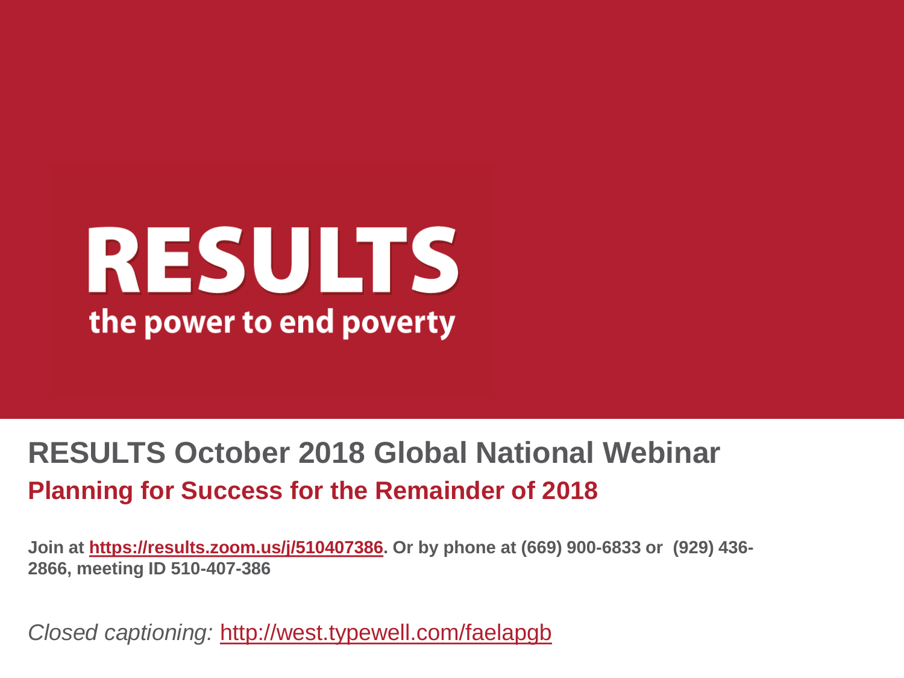# RESULTS

the power to end poverty

## RESULTS October 2018 Global National Webinar

### Planning for Success for the Remainder of 2018

**Join at https://results.zoom.us/j/510407386. Or by phone at (669) 900-6833 or (929) 436-2866, meeting ID 510-407-386**

*Closed captioning:* http://west.typewell.com/faelapgb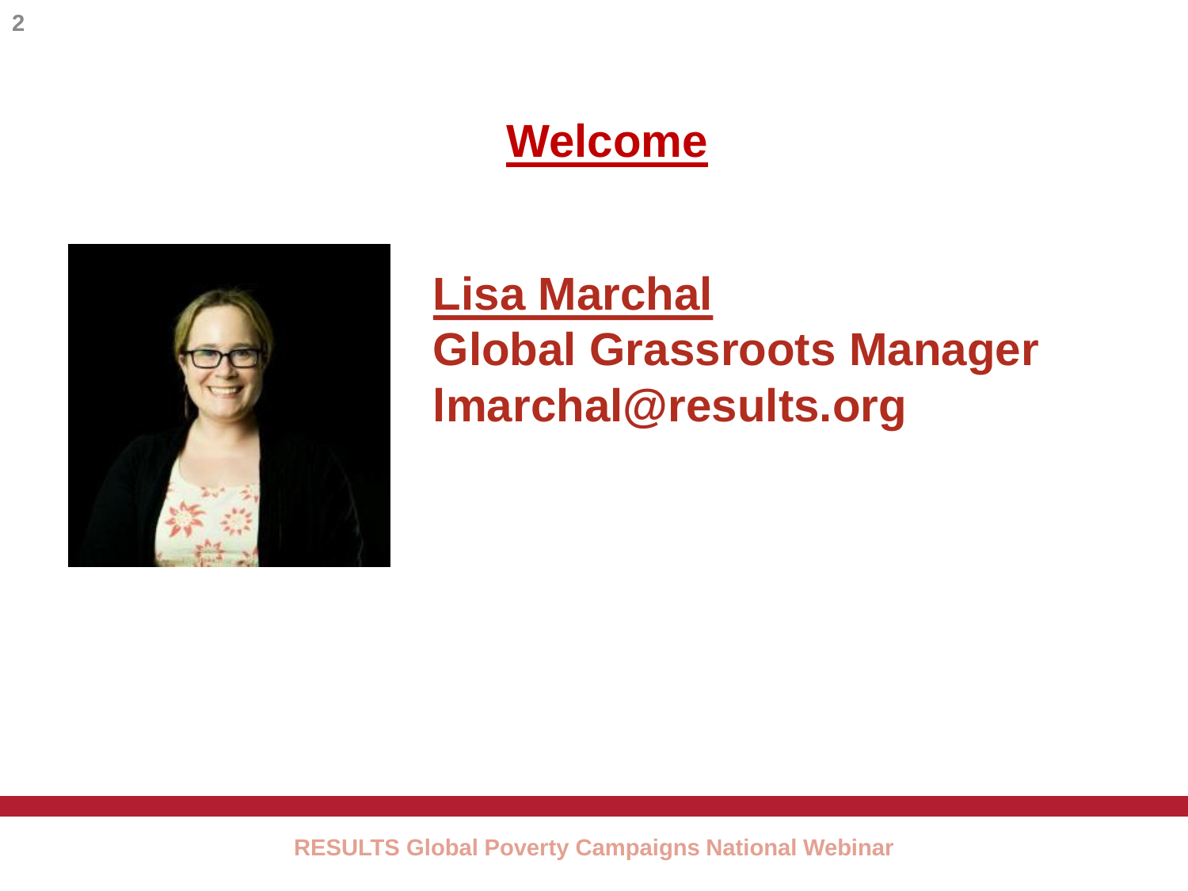# Welcome

**Lisa Marchal**
**Global Grassroots Manager**
**lmarchal@results.org**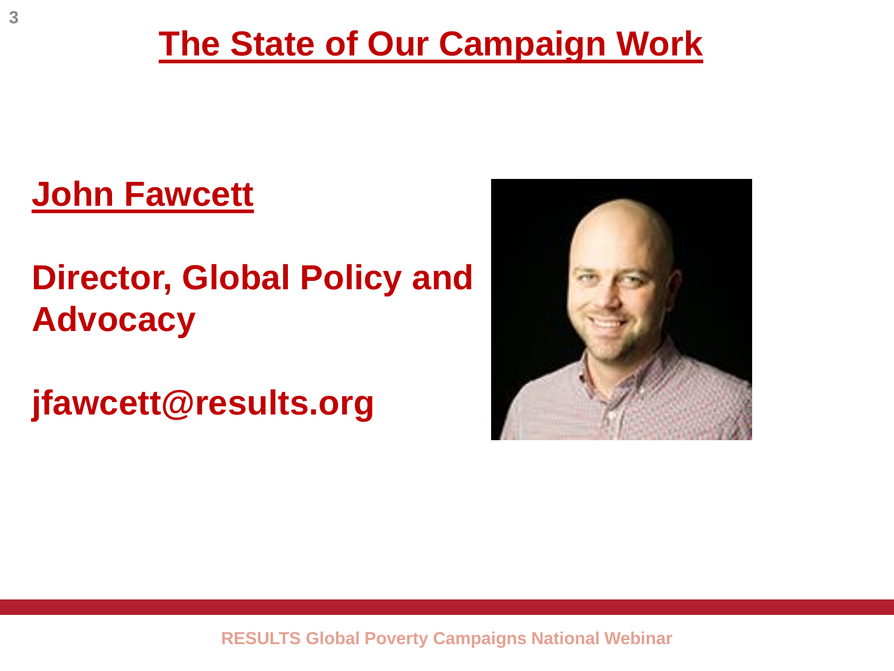# The State of Our Campaign Work

## John Fawcett

**Director, Global Policy and Advocacy**

**jfawcett@results.org**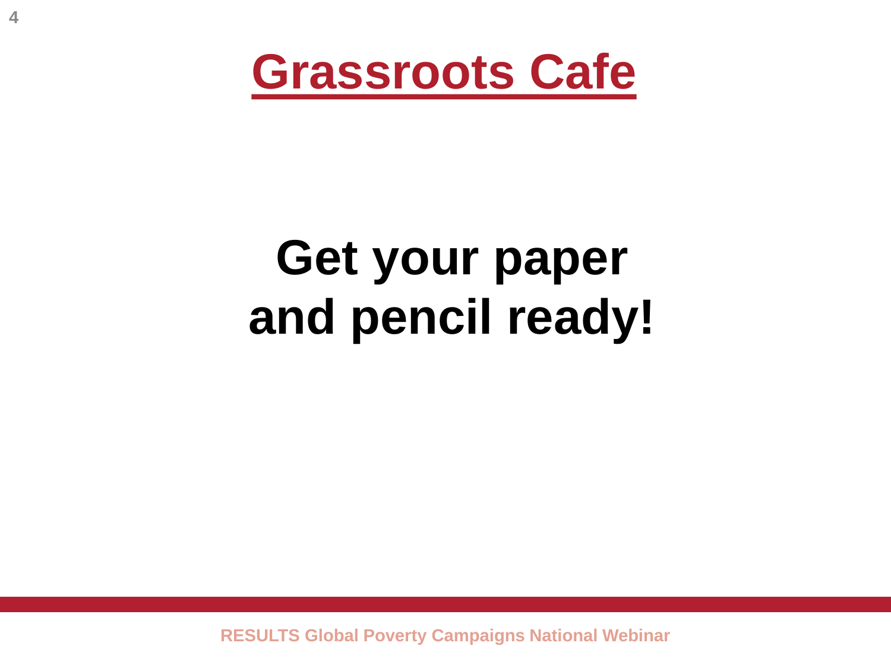# Grassroots Cafe

**Get your paper and pencil ready!**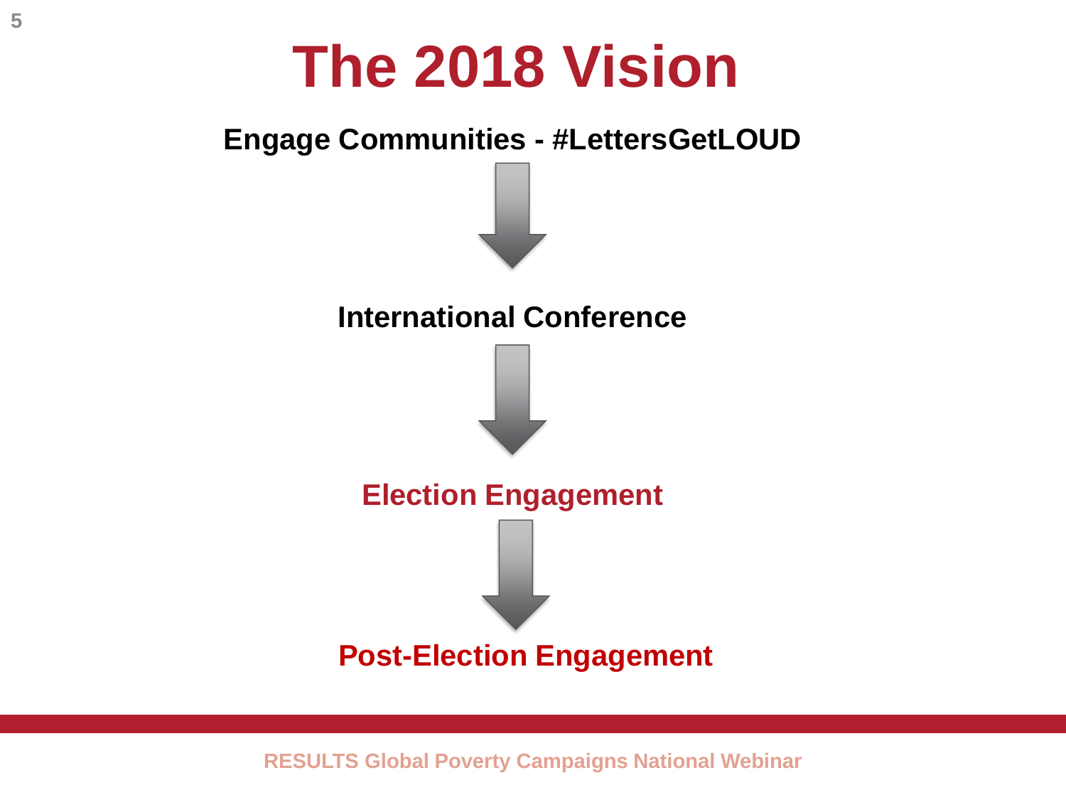# The 2018 Vision

**Engage Communities - #LettersGetLOUD**

↓

**International Conference**

↓

**Election Engagement**

↓

**Post-Election Engagement**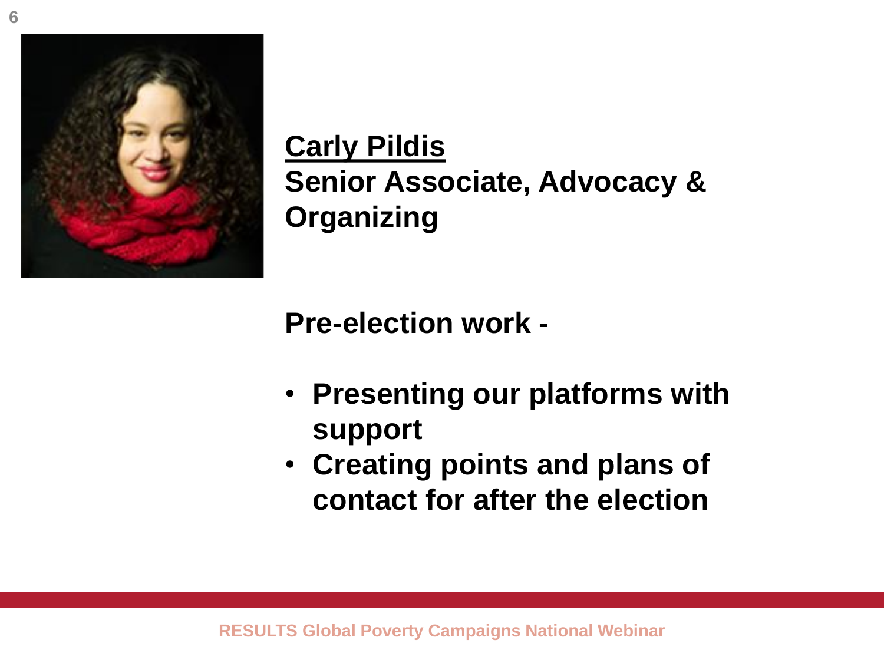**Carly Pildis**

**Senior Associate, Advocacy & Organizing**

**Pre-election work -**

- **Presenting our platforms with support**
- **Creating points and plans of contact for after the election**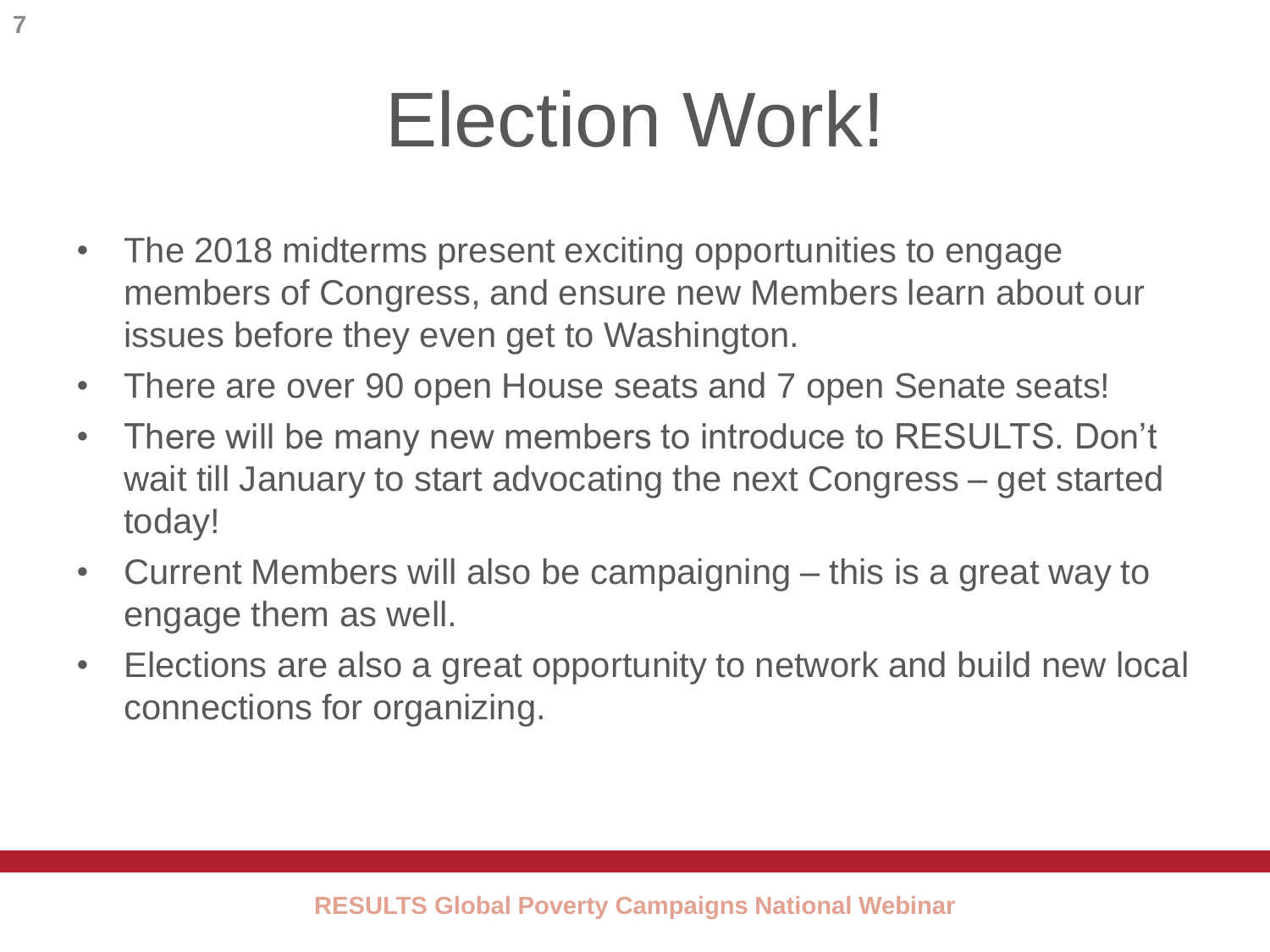# Election Work!

- The 2018 midterms present exciting opportunities to engage members of Congress, and ensure new Members learn about our issues before they even get to Washington.
- There are over 90 open House seats and 7 open Senate seats!
- There will be many new members to introduce to RESULTS. Don't wait till January to start advocating the next Congress – get started today!
- Current Members will also be campaigning – this is a great way to engage them as well.
- Elections are also a great opportunity to network and build new local connections for organizing.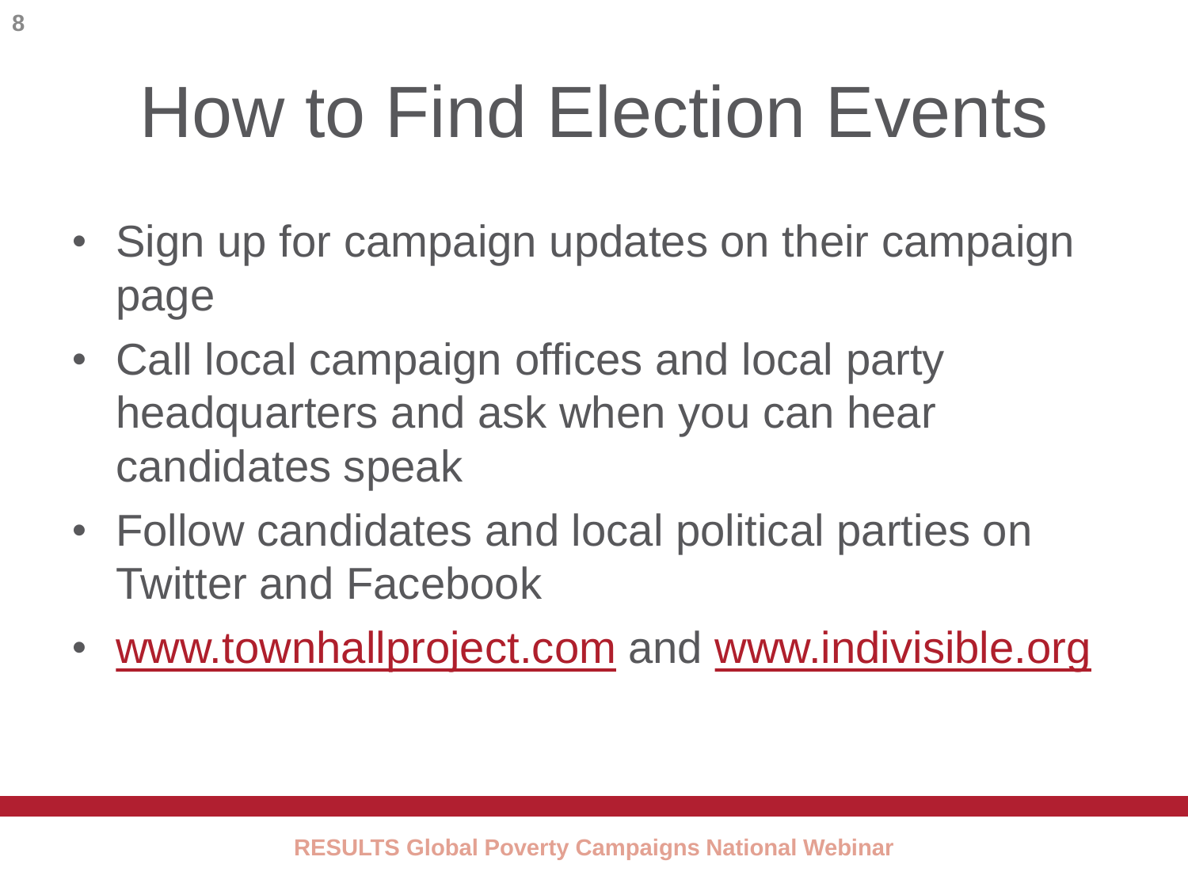# How to Find Election Events

- Sign up for campaign updates on their campaign page
- Call local campaign offices and local party headquarters and ask when you can hear candidates speak
- Follow candidates and local political parties on Twitter and Facebook
- www.townhallproject.com and www.indivisible.org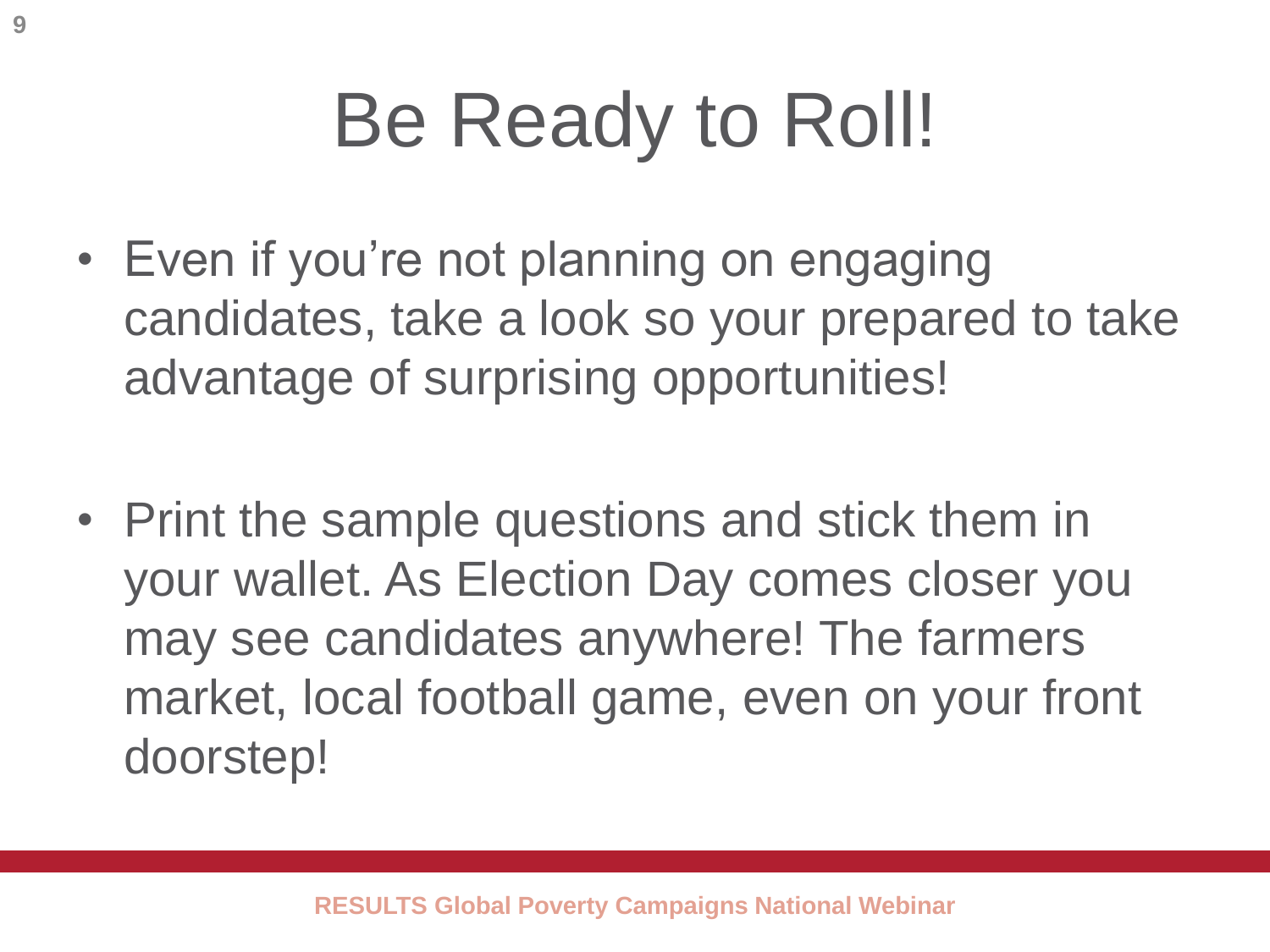# Be Ready to Roll!

- Even if you're not planning on engaging candidates, take a look so your prepared to take advantage of surprising opportunities!

- Print the sample questions and stick them in your wallet. As Election Day comes closer you may see candidates anywhere! The farmers market, local football game, even on your front doorstep!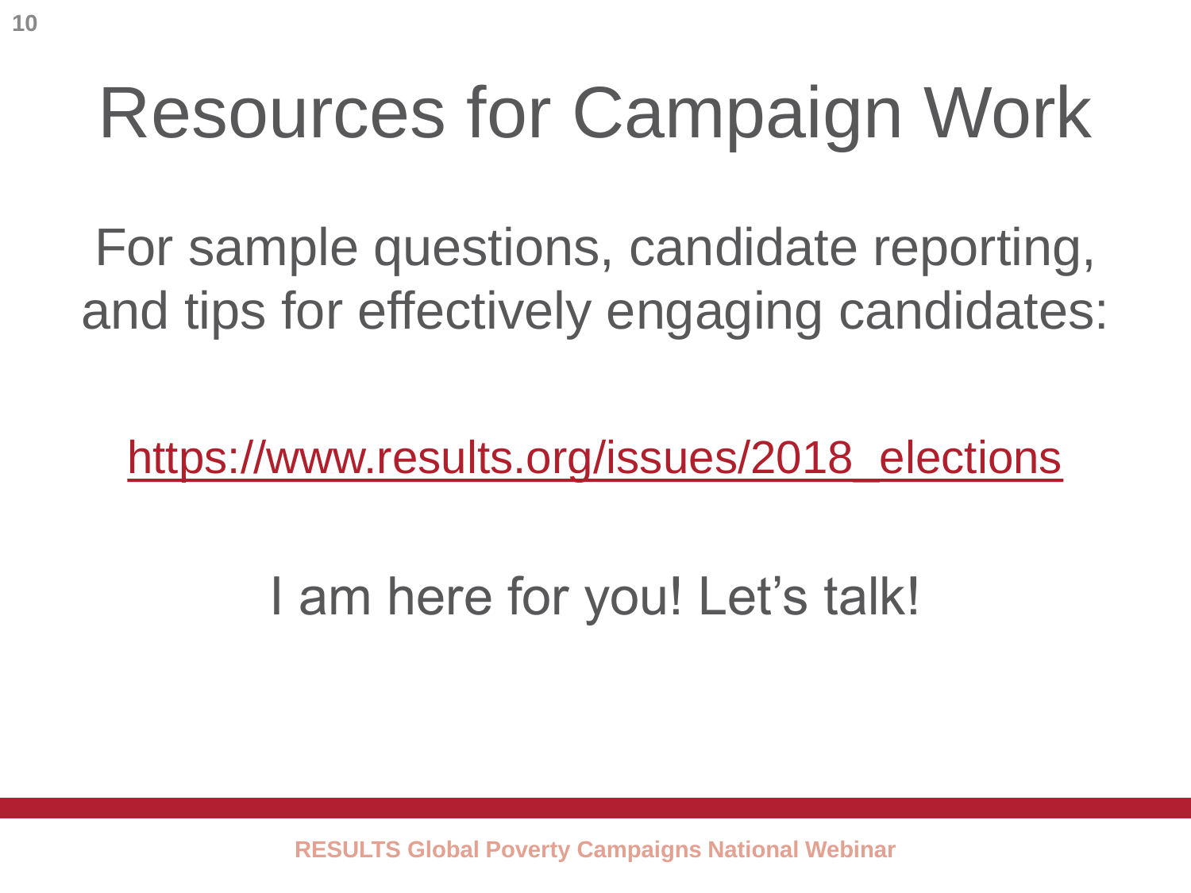# Resources for Campaign Work

For sample questions, candidate reporting, and tips for effectively engaging candidates:

https://www.results.org/issues/2018_elections

I am here for you! Let's talk!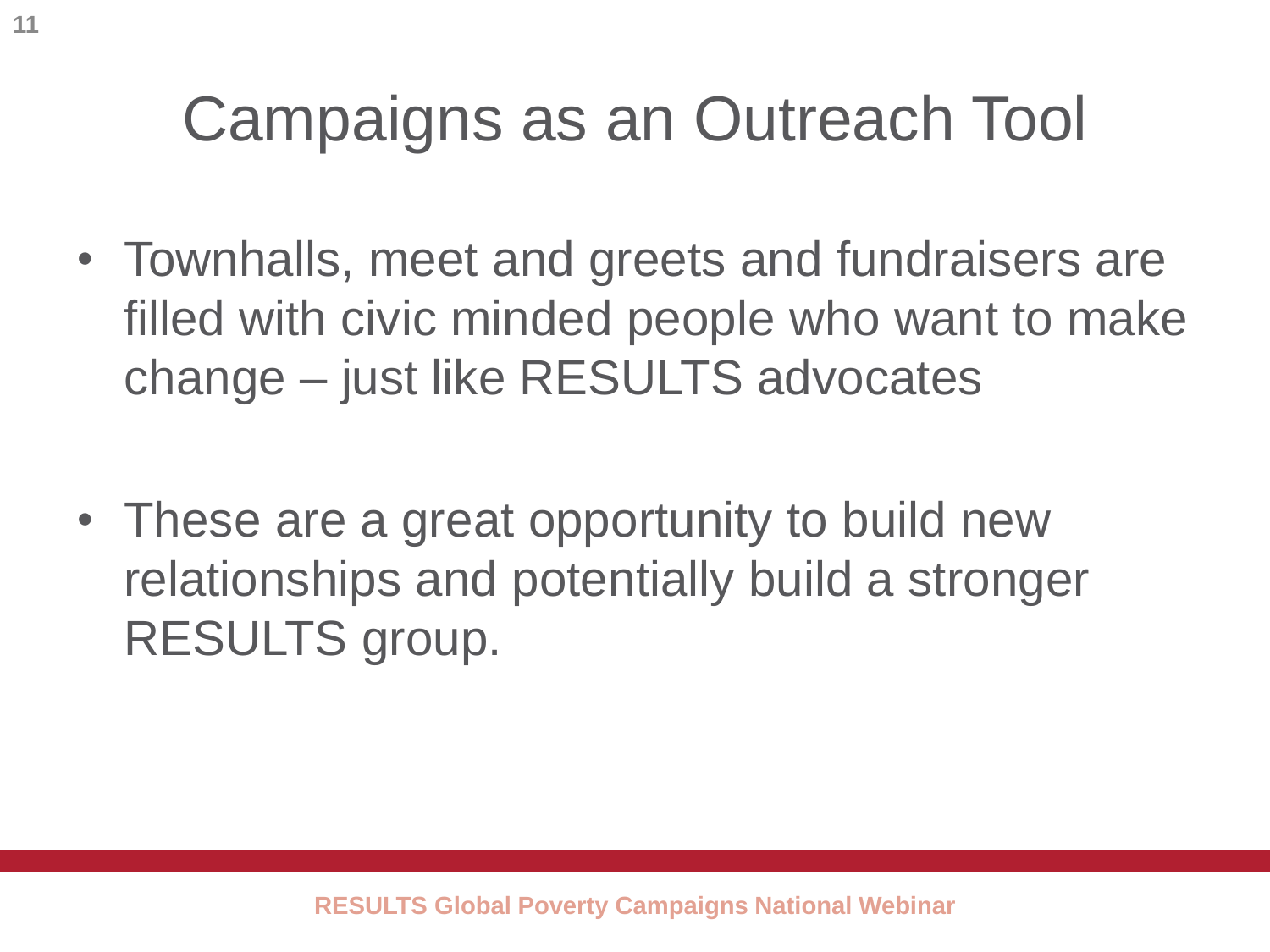# Campaigns as an Outreach Tool

- Townhalls, meet and greets and fundraisers are filled with civic minded people who want to make change – just like RESULTS advocates

- These are a great opportunity to build new relationships and potentially build a stronger RESULTS group.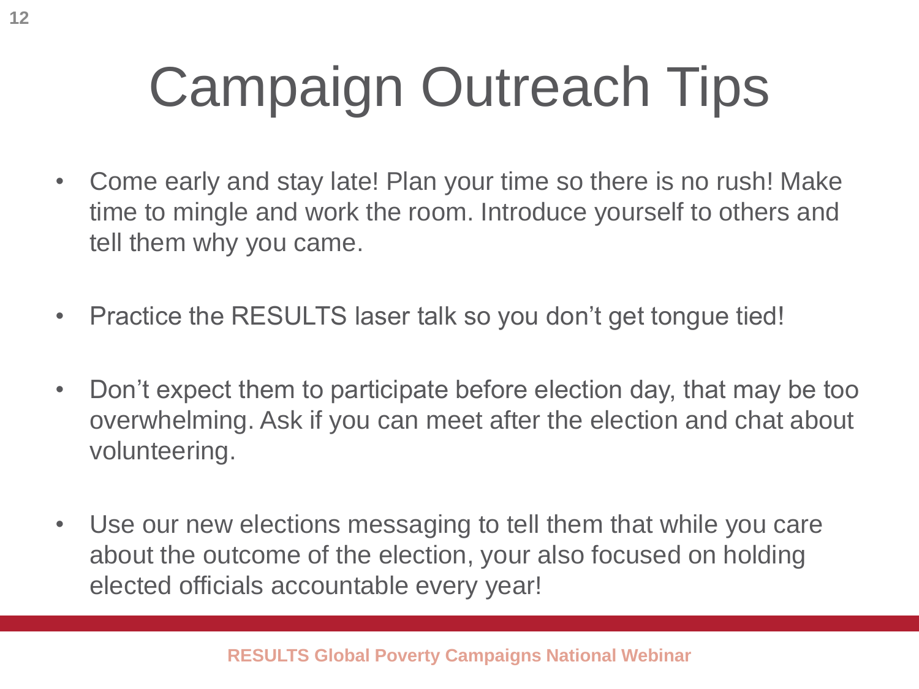# Campaign Outreach Tips

- Come early and stay late! Plan your time so there is no rush! Make time to mingle and work the room. Introduce yourself to others and tell them why you came.
- Practice the RESULTS laser talk so you don't get tongue tied!
- Don't expect them to participate before election day, that may be too overwhelming. Ask if you can meet after the election and chat about volunteering.
- Use our new elections messaging to tell them that while you care about the outcome of the election, your also focused on holding elected officials accountable every year!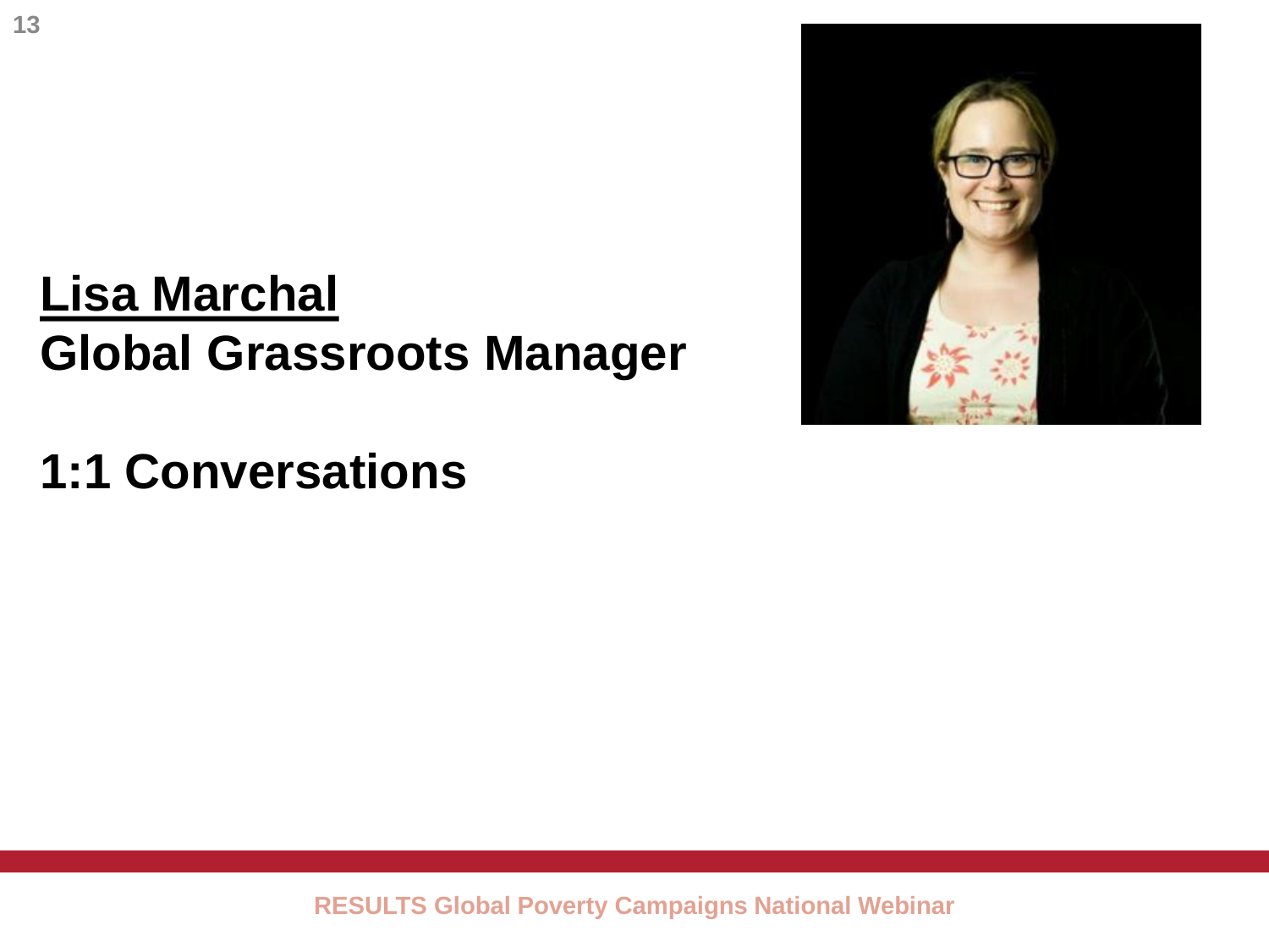**<u>Lisa Marchal</u>**
**Global Grassroots Manager**

**1:1 Conversations**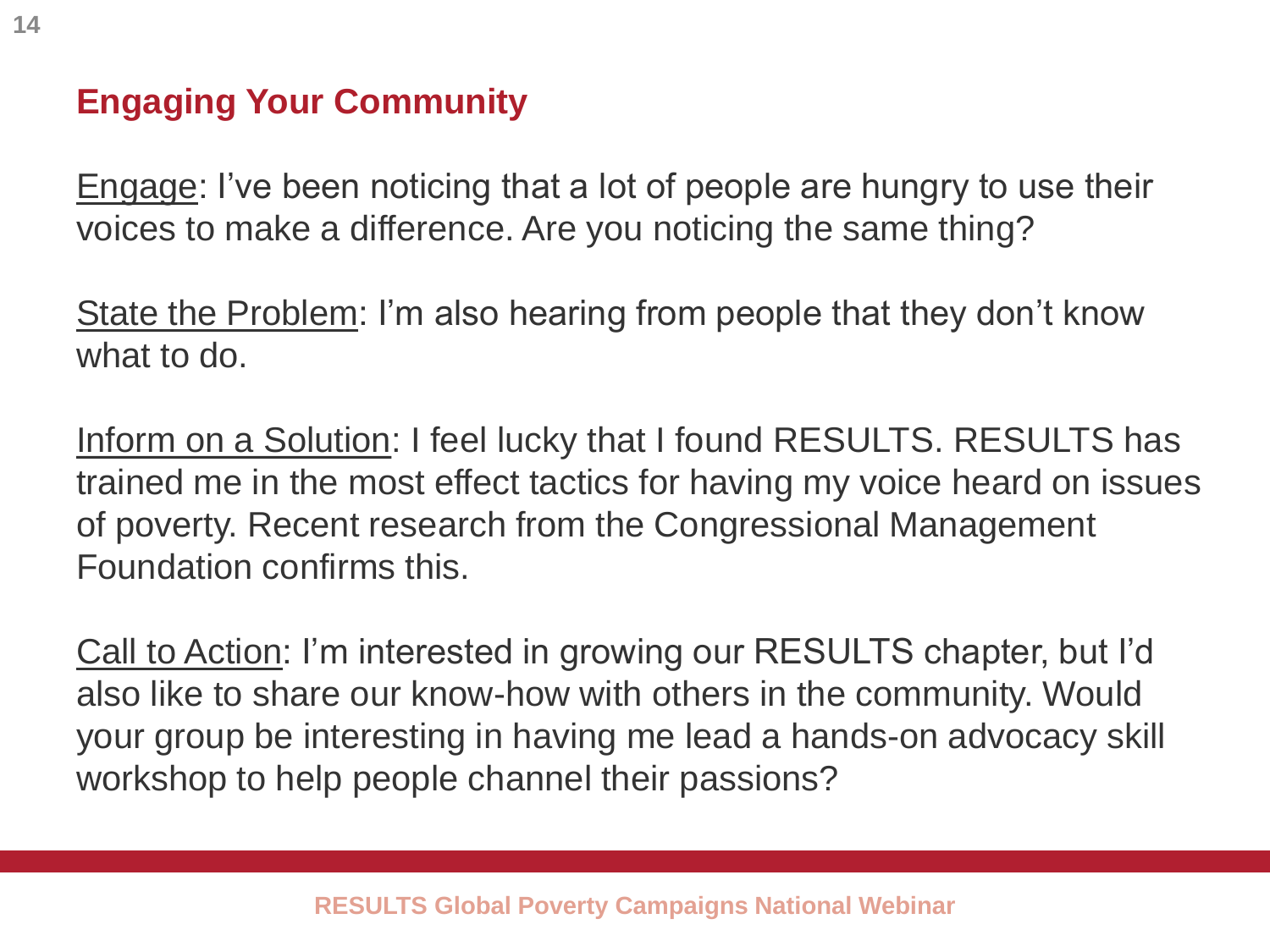## Engaging Your Community

Engage: I've been noticing that a lot of people are hungry to use their voices to make a difference. Are you noticing the same thing?

State the Problem: I'm also hearing from people that they don't know what to do.

Inform on a Solution: I feel lucky that I found RESULTS. RESULTS has trained me in the most effect tactics for having my voice heard on issues of poverty. Recent research from the Congressional Management Foundation confirms this.

Call to Action: I'm interested in growing our RESULTS chapter, but I'd also like to share our know-how with others in the community. Would your group be interesting in having me lead a hands-on advocacy skill workshop to help people channel their passions?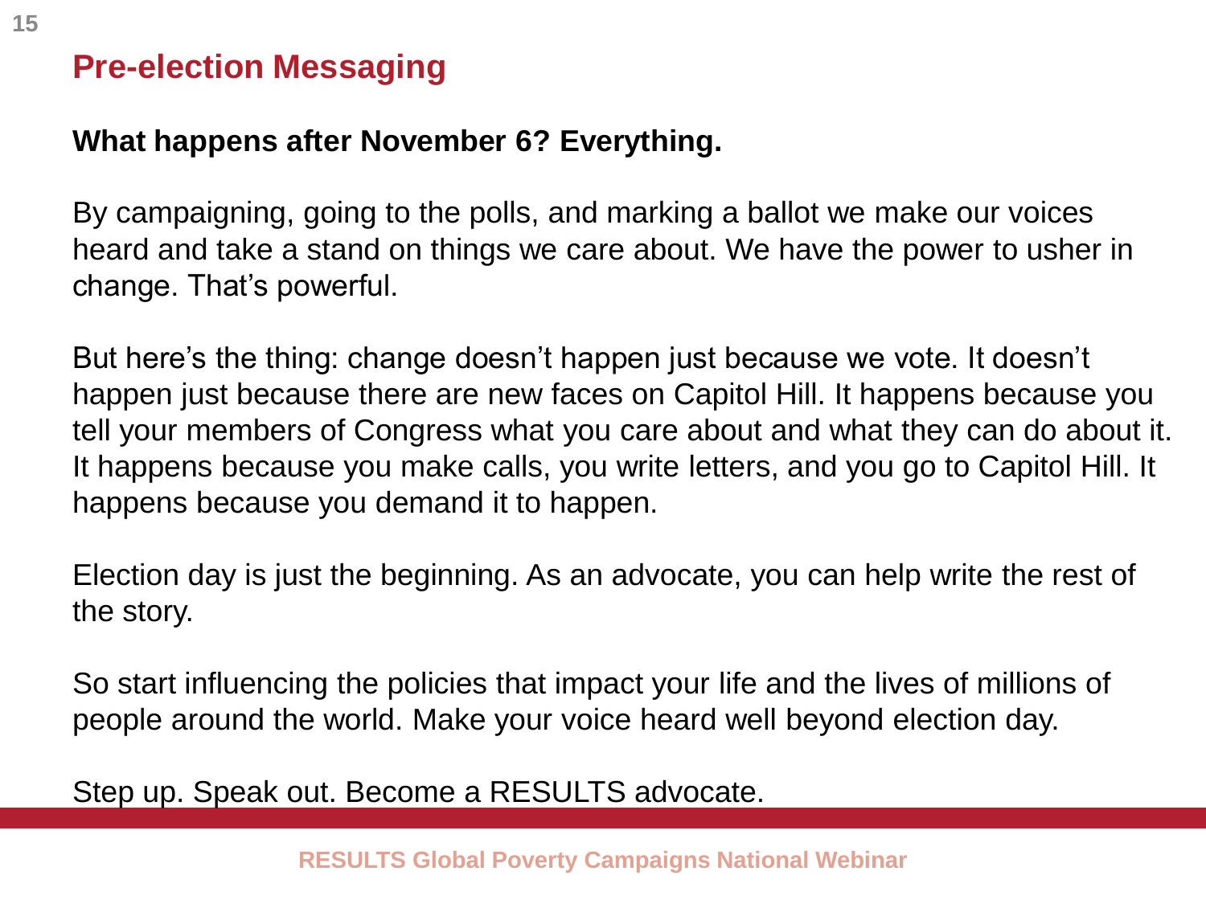## Pre-election Messaging

**What happens after November 6? Everything.**

By campaigning, going to the polls, and marking a ballot we make our voices heard and take a stand on things we care about. We have the power to usher in change. That's powerful.

But here's the thing: change doesn't happen just because we vote. It doesn't happen just because there are new faces on Capitol Hill. It happens because you tell your members of Congress what you care about and what they can do about it. It happens because you make calls, you write letters, and you go to Capitol Hill. It happens because you demand it to happen.

Election day is just the beginning. As an advocate, you can help write the rest of the story.

So start influencing the policies that impact your life and the lives of millions of people around the world. Make your voice heard well beyond election day.

Step up. Speak out. Become a RESULTS advocate.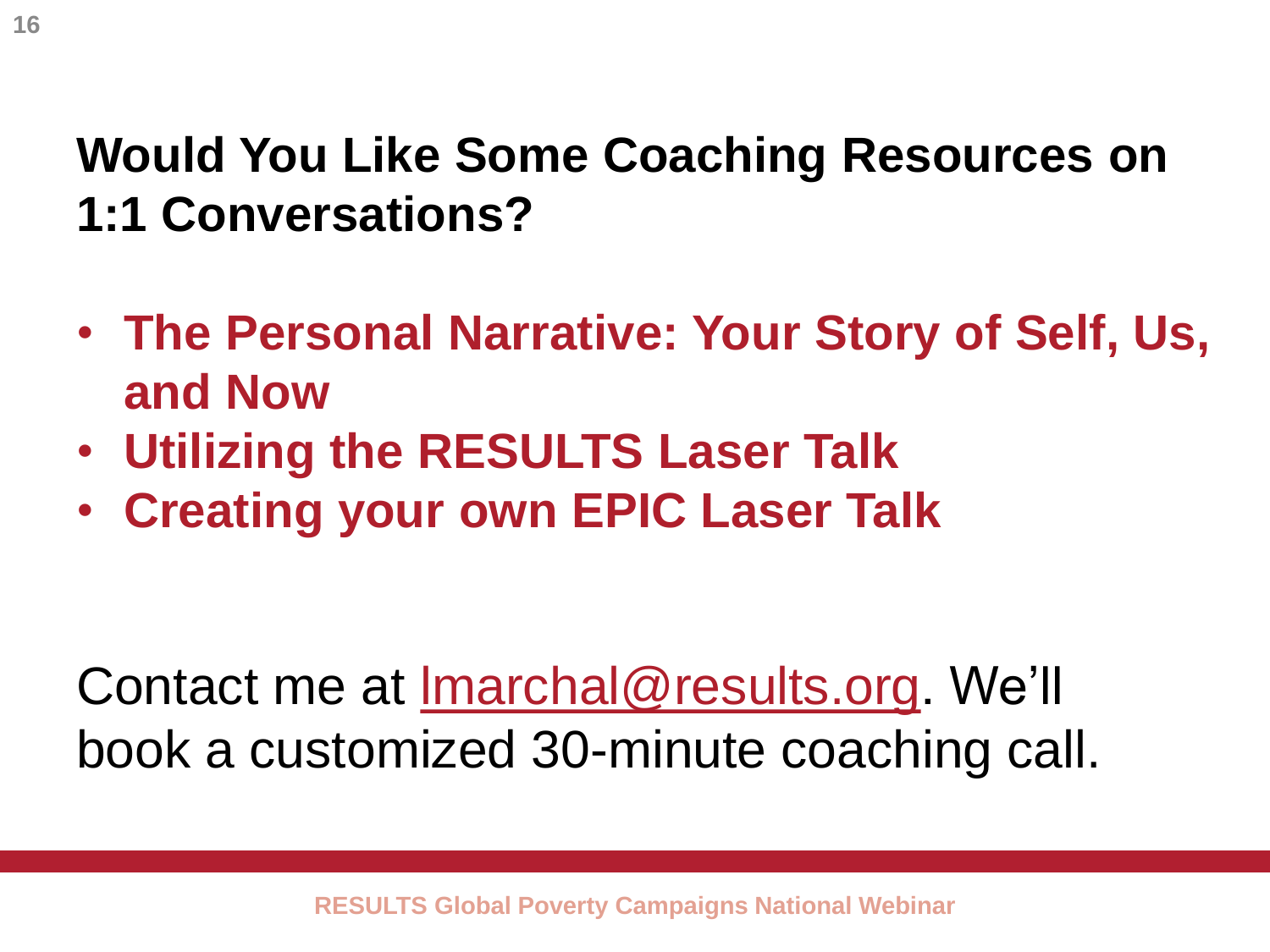## Would You Like Some Coaching Resources on 1:1 Conversations?

- **The Personal Narrative: Your Story of Self, Us, and Now**
- **Utilizing the RESULTS Laser Talk**
- **Creating your own EPIC Laser Talk**

Contact me at lmarchal@results.org. We'll book a customized 30-minute coaching call.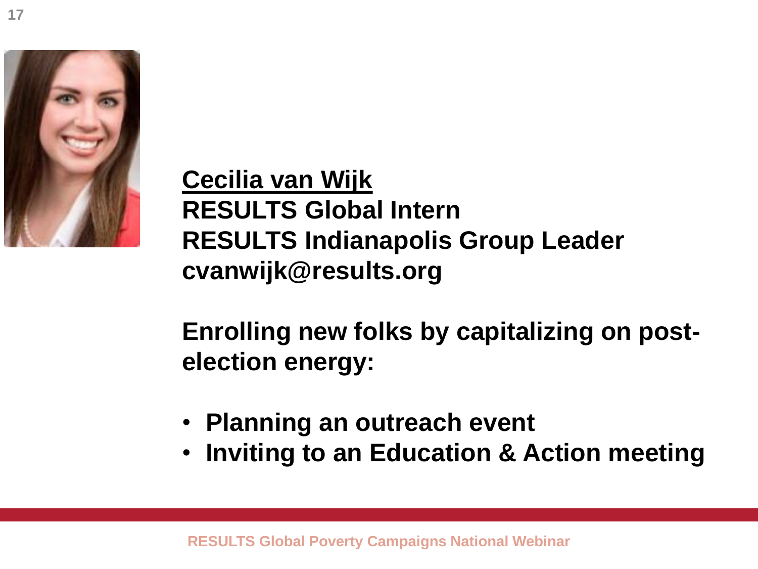**Cecilia van Wijk**
**RESULTS Global Intern**
**RESULTS Indianapolis Group Leader**
**cvanwijk@results.org**

**Enrolling new folks by capitalizing on post-election energy:**

- **Planning an outreach event**
- **Inviting to an Education & Action meeting**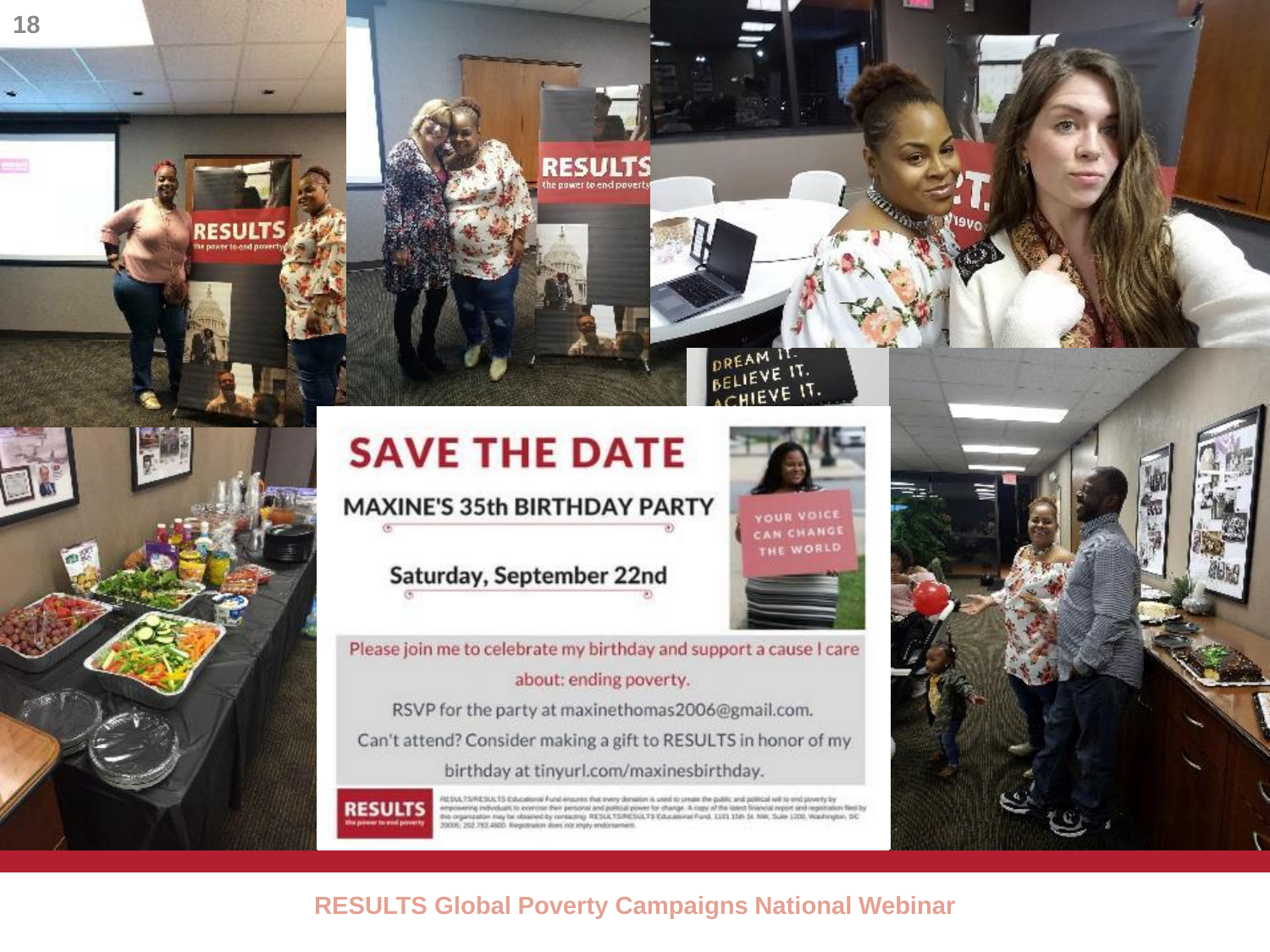# SAVE THE DATE

## MAXINE'S 35th BIRTHDAY PARTY

### Saturday, September 22nd

YOUR VOICE CAN CHANGE THE WORLD

Please join me to celebrate my birthday and support a cause I care about: ending poverty.

RSVP for the party at maxinethomas2006@gmail.com.

Can't attend? Consider making a gift to RESULTS in honor of my birthday at tinyurl.com/maxinesbirthday.

RESULTS the power to end poverty

DREAM IT. BELIEVE IT. ACHIEVE IT.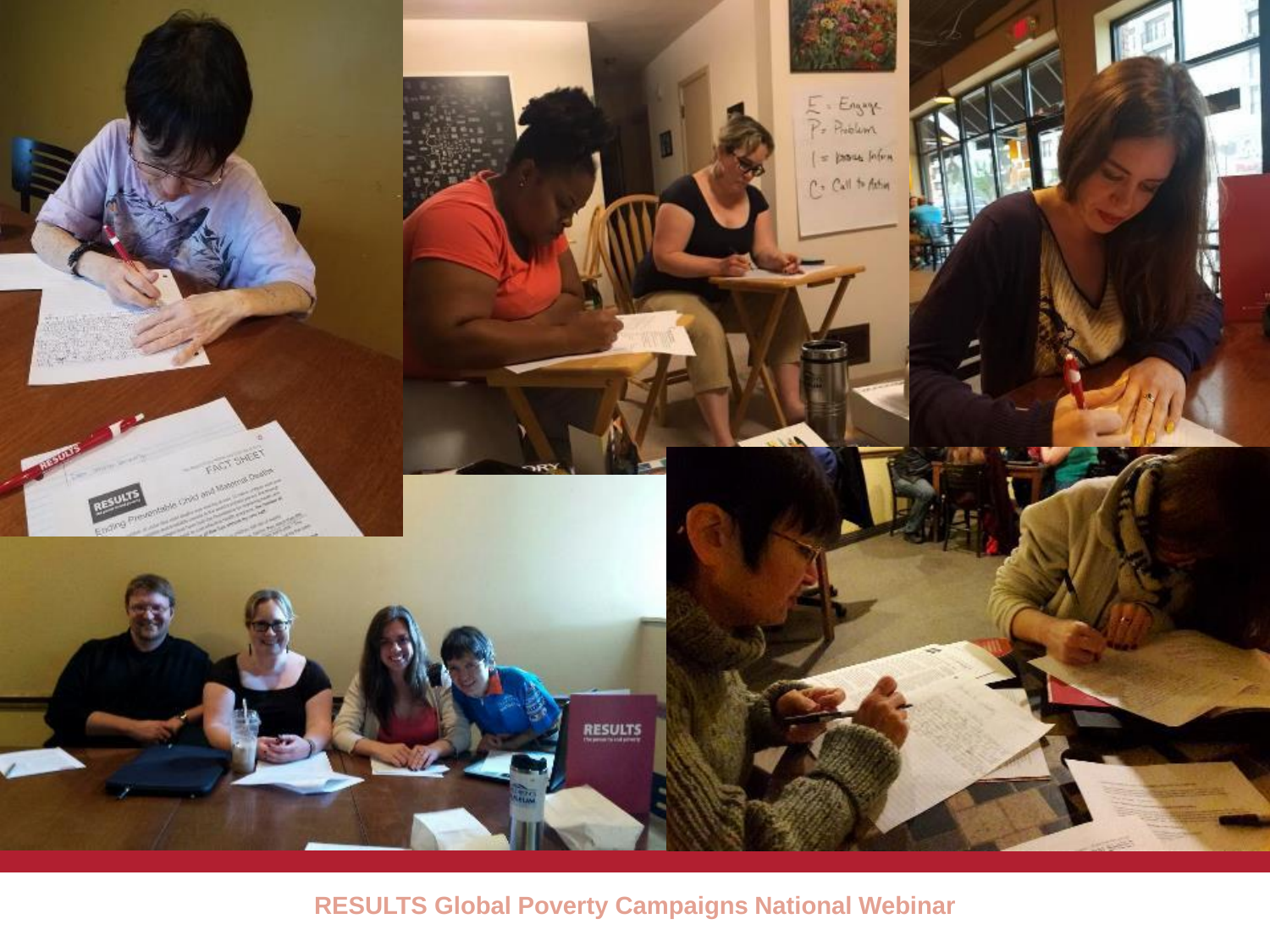RESULTS Global Poverty Campaigns National Webinar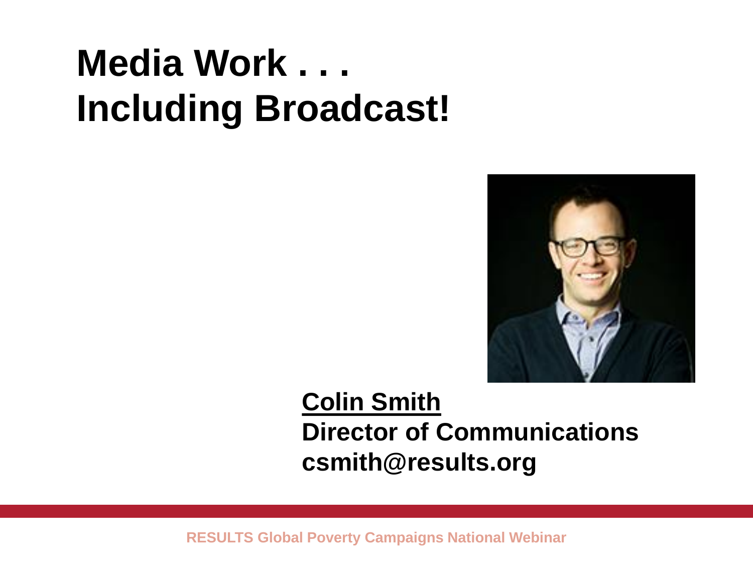# Media Work . . . Including Broadcast!

**Colin Smith**
**Director of Communications**
**csmith@results.org**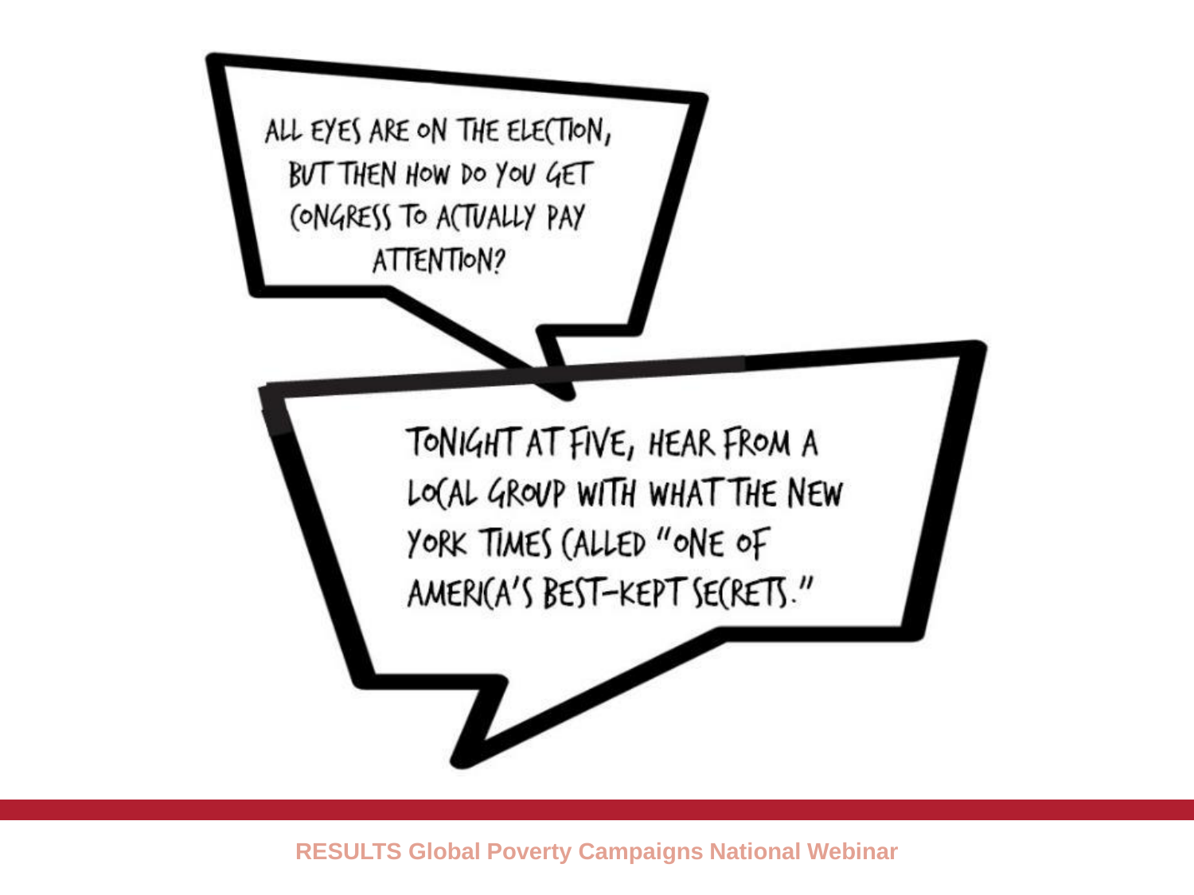ALL EYES ARE ON THE ELECTION, BUT THEN HOW DO YOU GET CONGRESS TO ACTUALLY PAY ATTENTION?

TONIGHT AT FIVE, HEAR FROM A LOCAL GROUP WITH WHAT THE NEW YORK TIMES CALLED "ONE OF AMERICA'S BEST-KEPT SECRETS."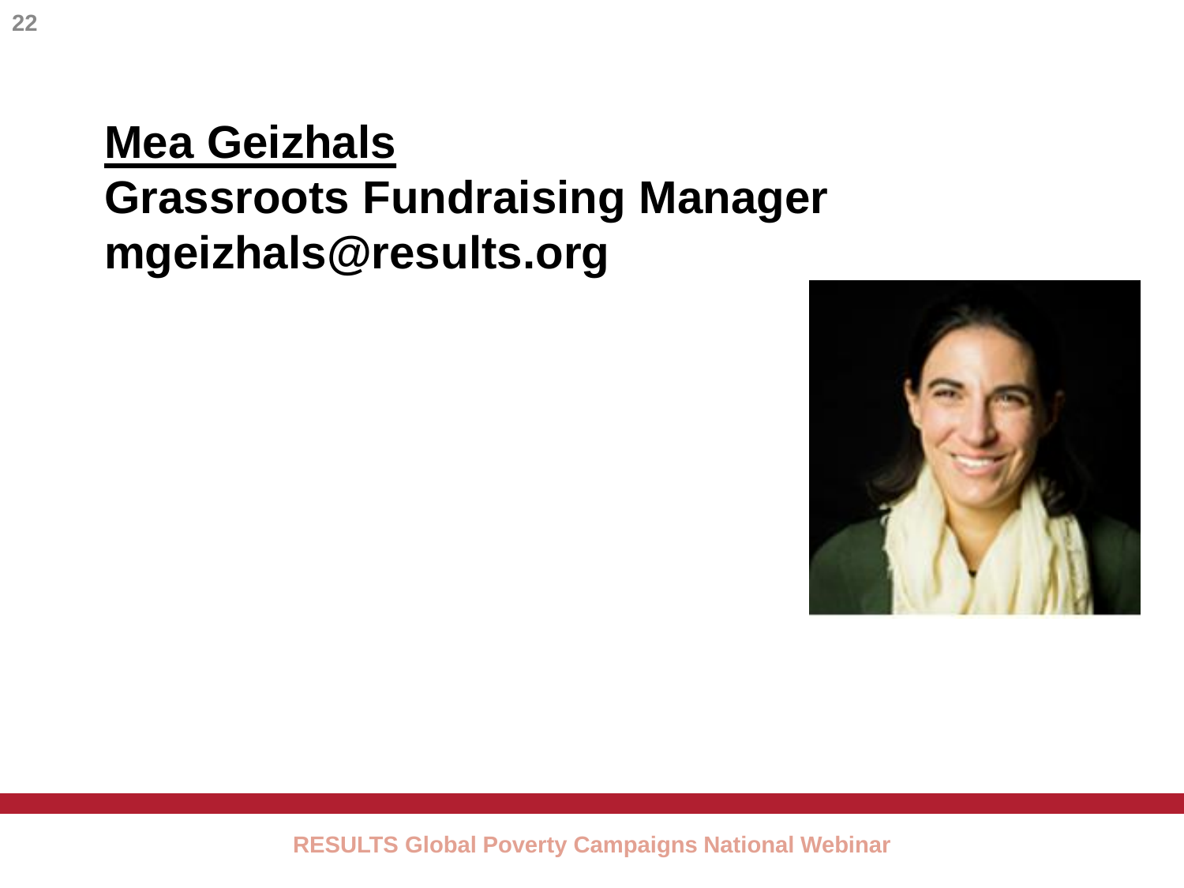**<u>Mea Geizhals</u>**

**Grassroots Fundraising Manager**

**mgeizhals@results.org**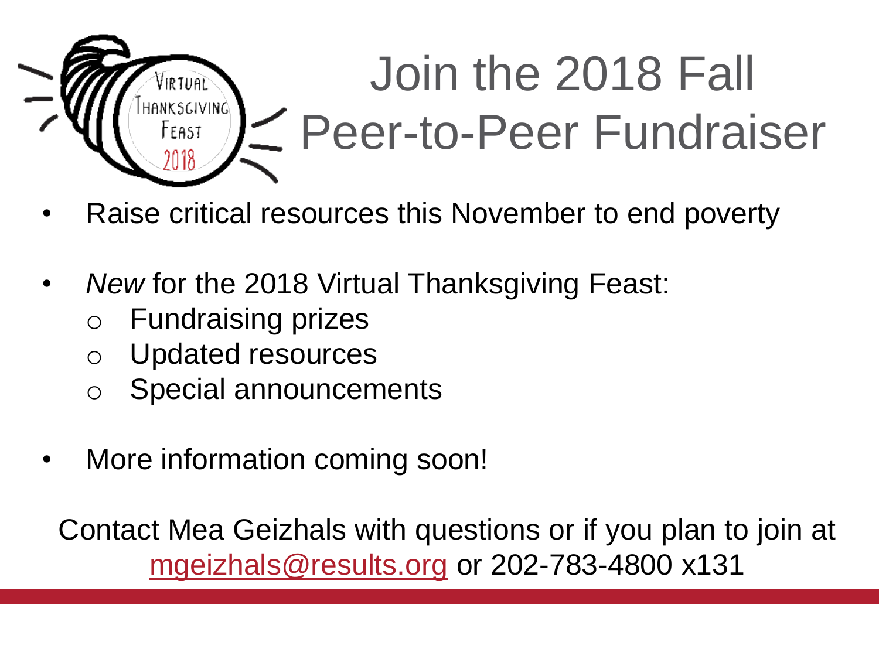# Join the 2018 Fall Peer-to-Peer Fundraiser

- Raise critical resources this November to end poverty
- *New* for the 2018 Virtual Thanksgiving Feast:
  - Fundraising prizes
  - Updated resources
  - Special announcements
- More information coming soon!

Contact Mea Geizhals with questions or if you plan to join at mgeizhals@results.org or 202-783-4800 x131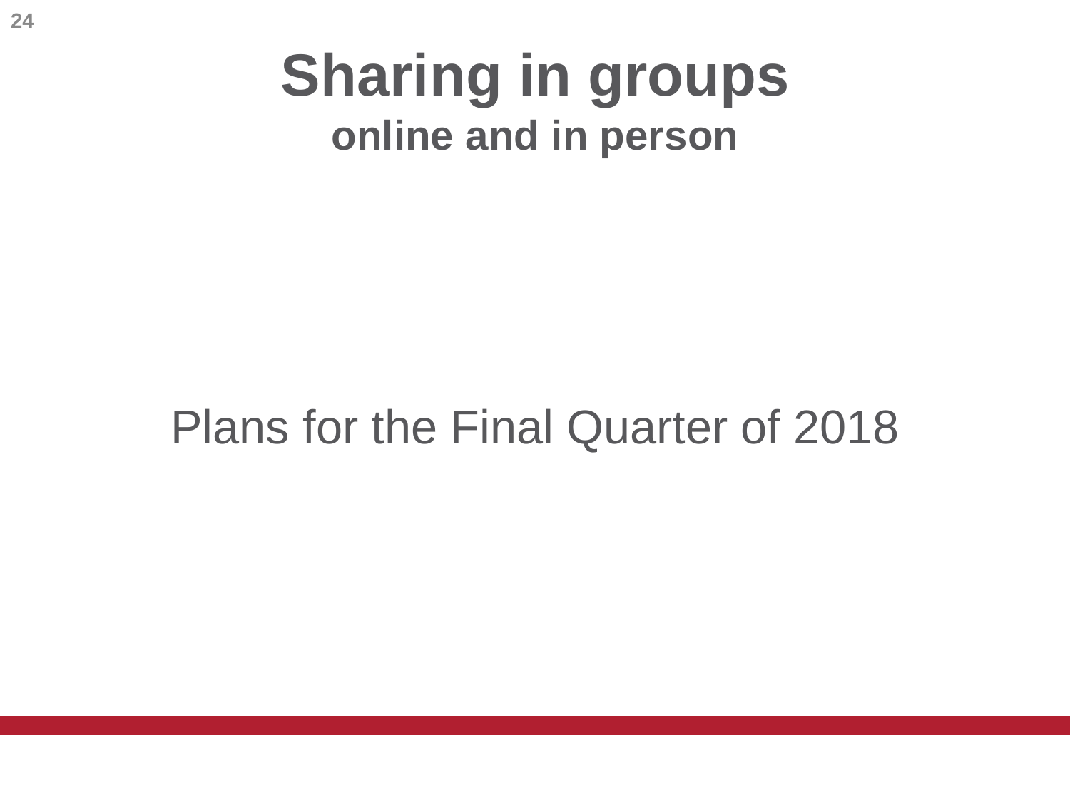# Sharing in groups

## online and in person

Plans for the Final Quarter of 2018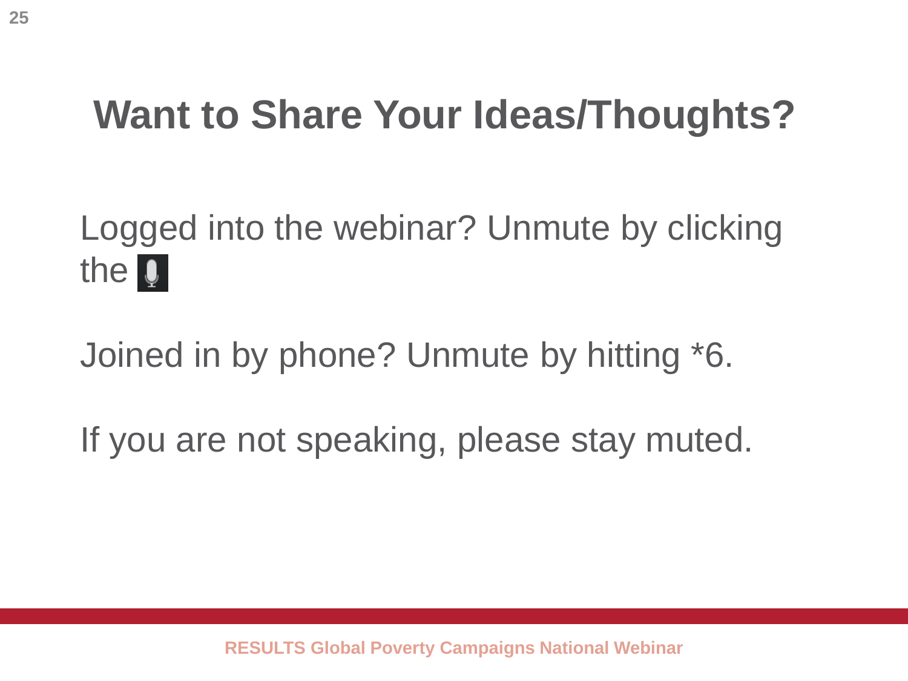# Want to Share Your Ideas/Thoughts?

Logged into the webinar? Unmute by clicking the

Joined in by phone? Unmute by hitting *6.

If you are not speaking, please stay muted.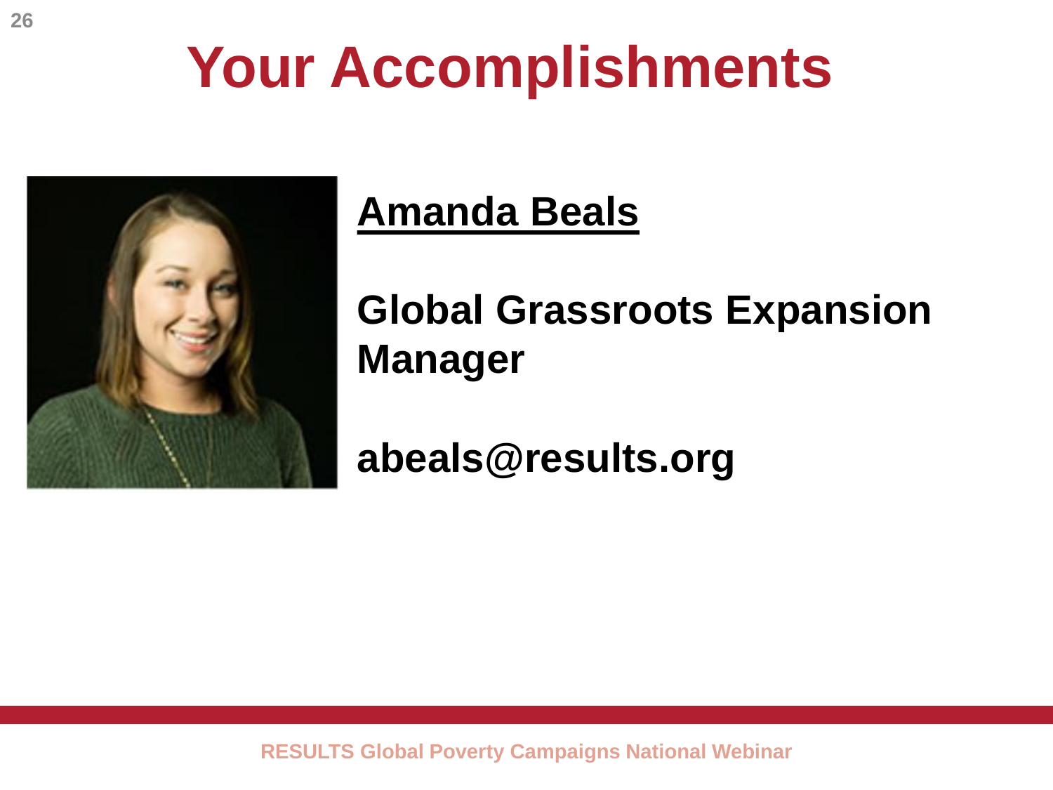# Your Accomplishments

**Amanda Beals**

**Global Grassroots Expansion Manager**

**abeals@results.org**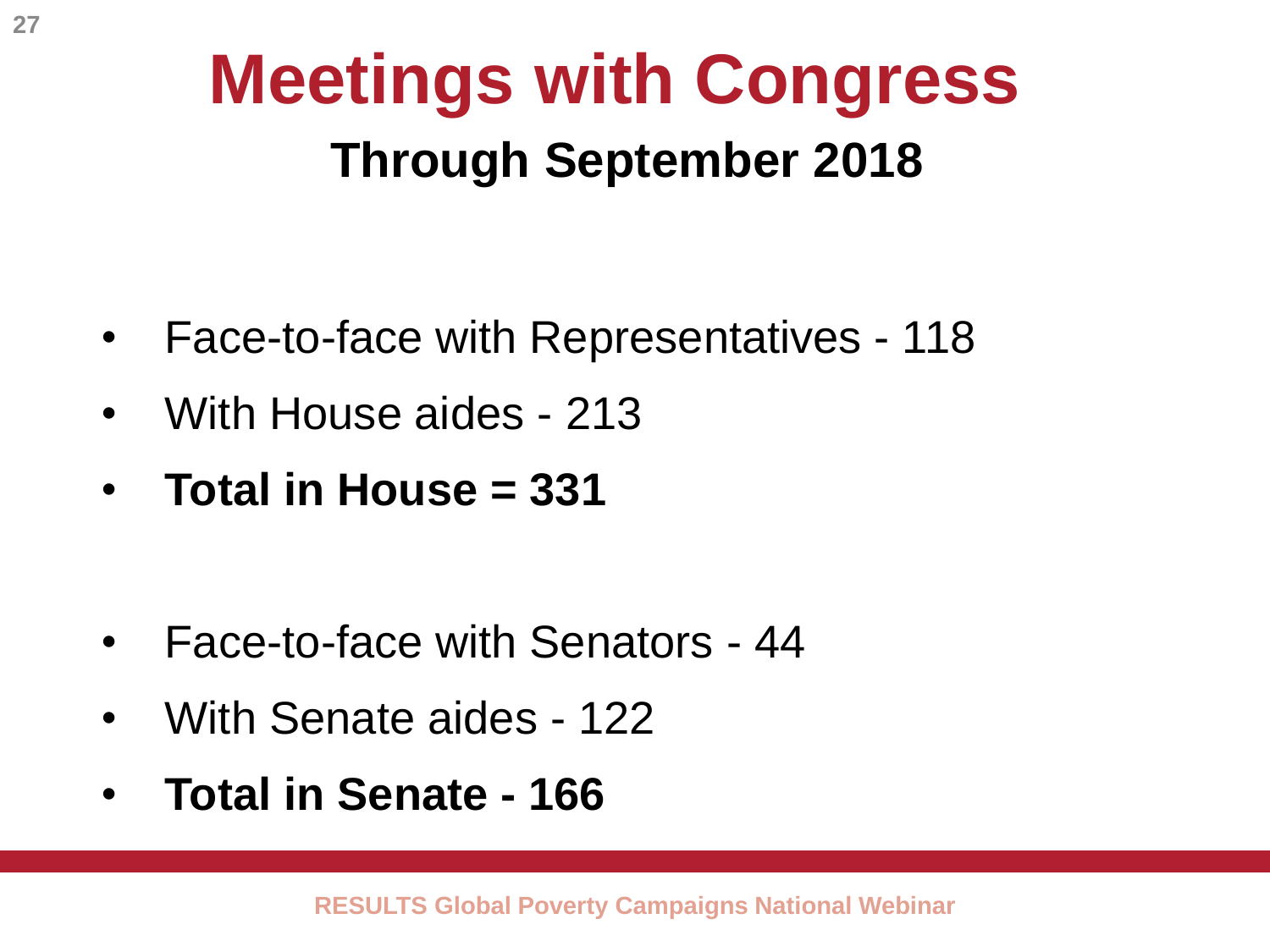# Meetings with Congress

## Through September 2018

- Face-to-face with Representatives - 118
- With House aides - 213
- **Total in House = 331**

- Face-to-face with Senators - 44
- With Senate aides - 122
- **Total in Senate - 166**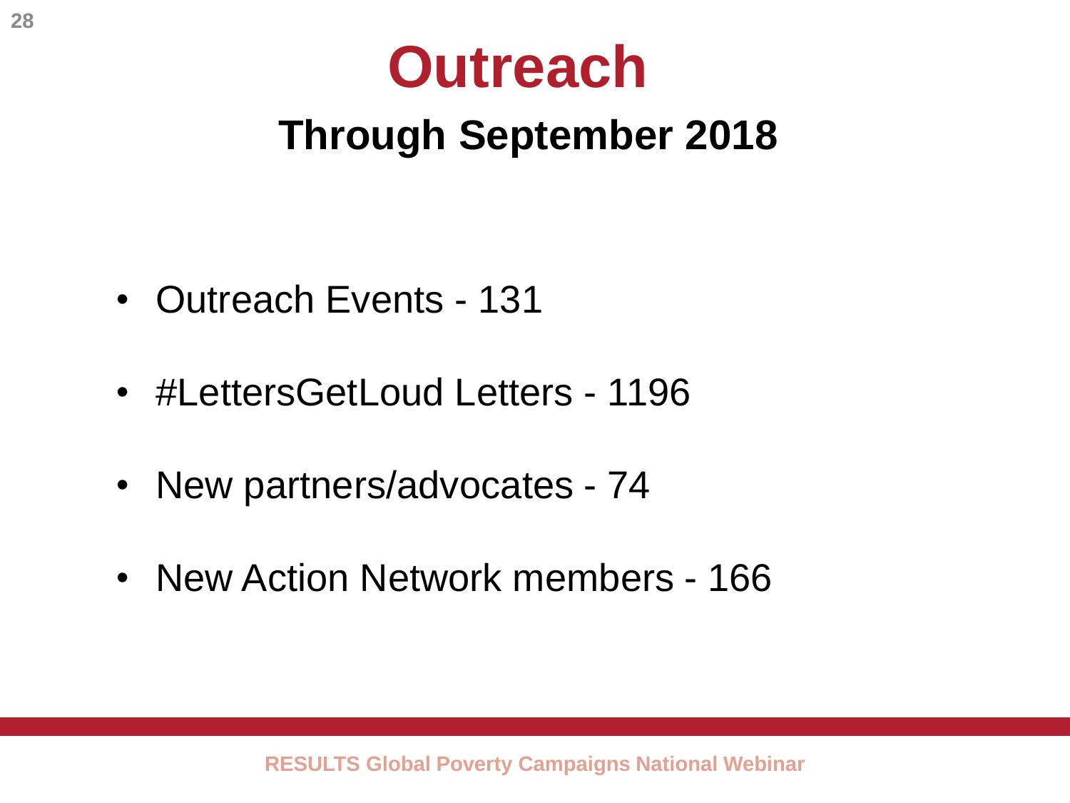# Outreach

## Through September 2018

- Outreach Events - 131
- #LettersGetLoud Letters - 1196
- New partners/advocates - 74
- New Action Network members - 166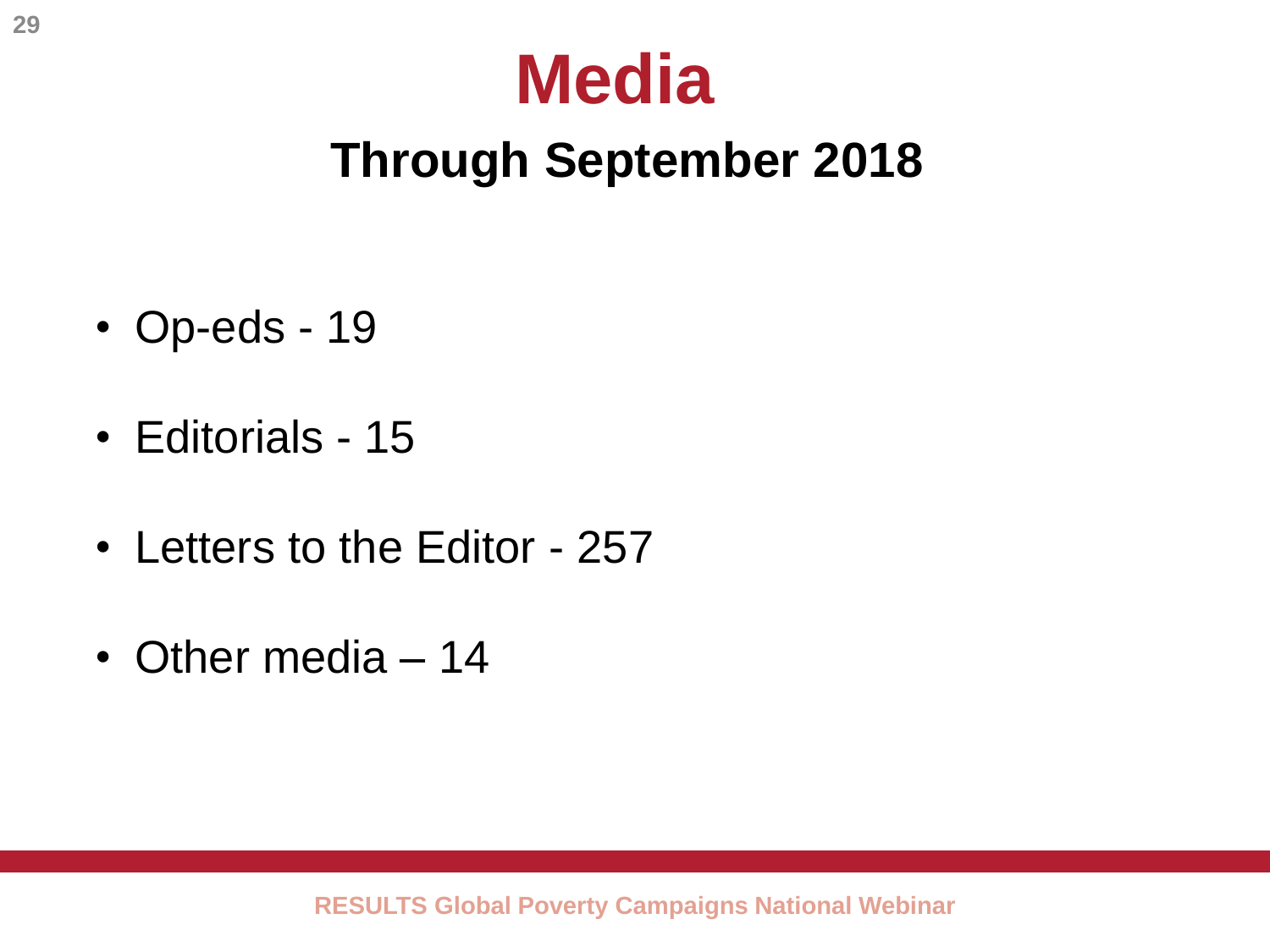# Media

## Through September 2018

- Op-eds - 19
- Editorials - 15
- Letters to the Editor - 257
- Other media – 14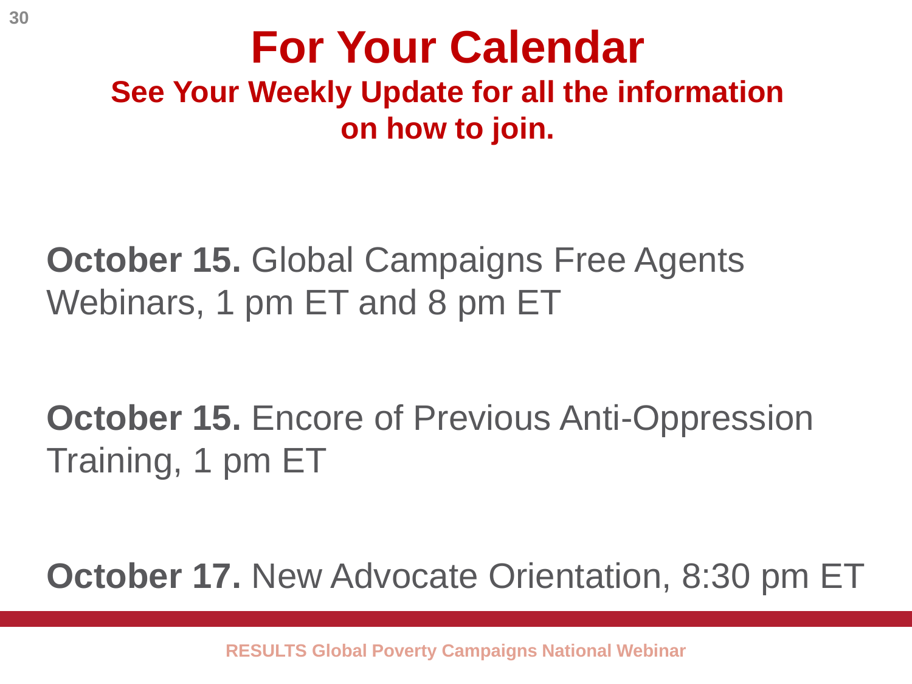# For Your Calendar

## See Your Weekly Update for all the information on how to join.

**October 15.** Global Campaigns Free Agents Webinars, 1 pm ET and 8 pm ET

**October 15.** Encore of Previous Anti-Oppression Training, 1 pm ET

**October 17.** New Advocate Orientation, 8:30 pm ET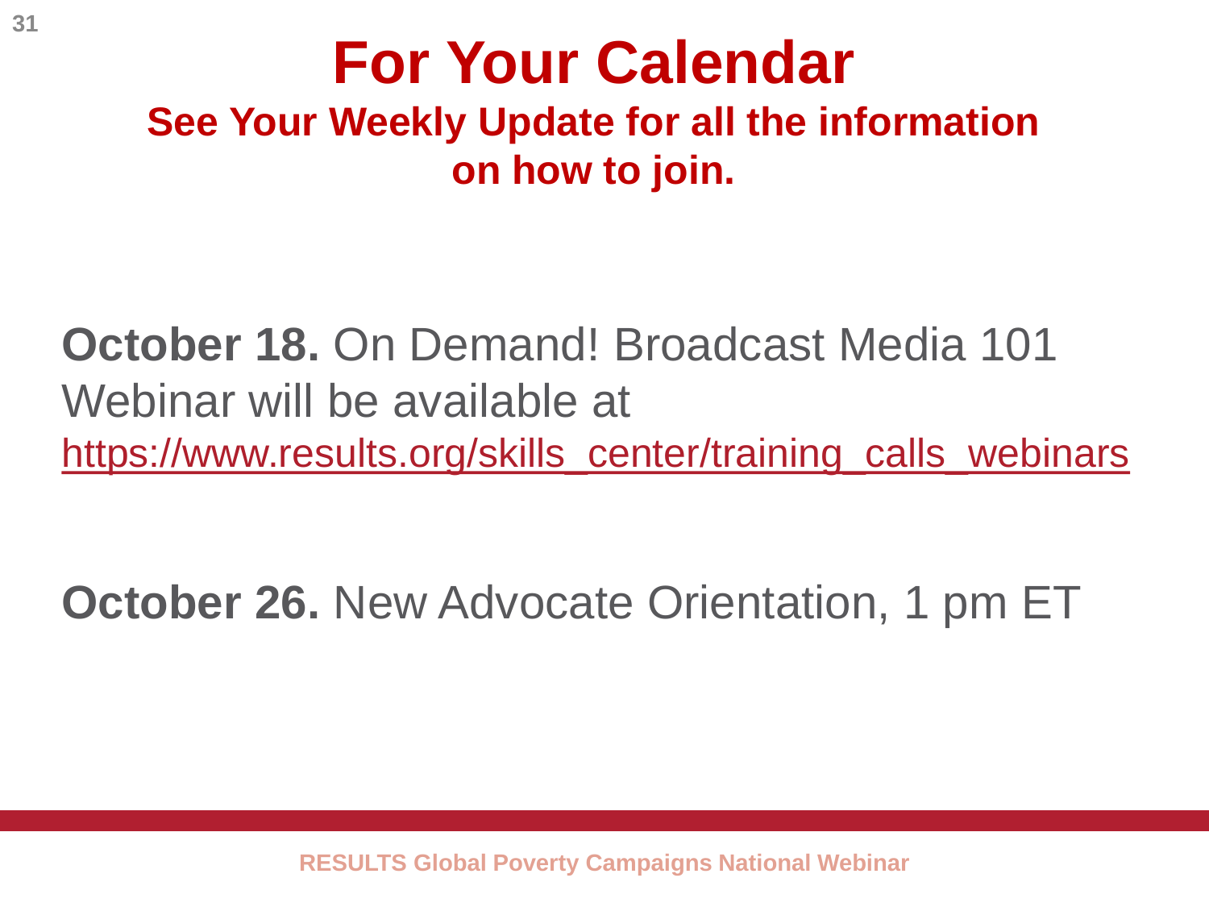# For Your Calendar

## See Your Weekly Update for all the information on how to join.

**October 18.** On Demand! Broadcast Media 101 Webinar will be available at https://www.results.org/skills_center/training_calls_webinars

**October 26.** New Advocate Orientation, 1 pm ET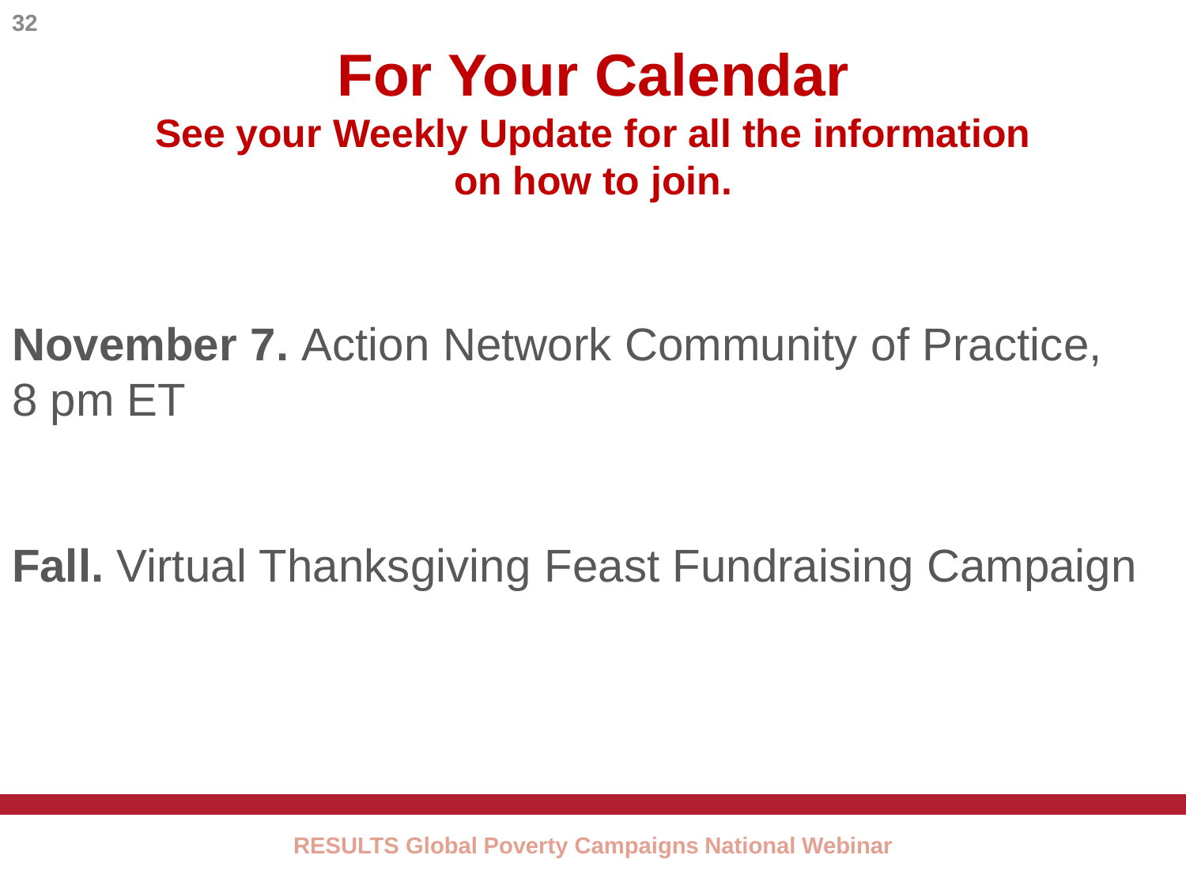# For Your Calendar

## See your Weekly Update for all the information on how to join.

**November 7.** Action Network Community of Practice, 8 pm ET

**Fall.** Virtual Thanksgiving Feast Fundraising Campaign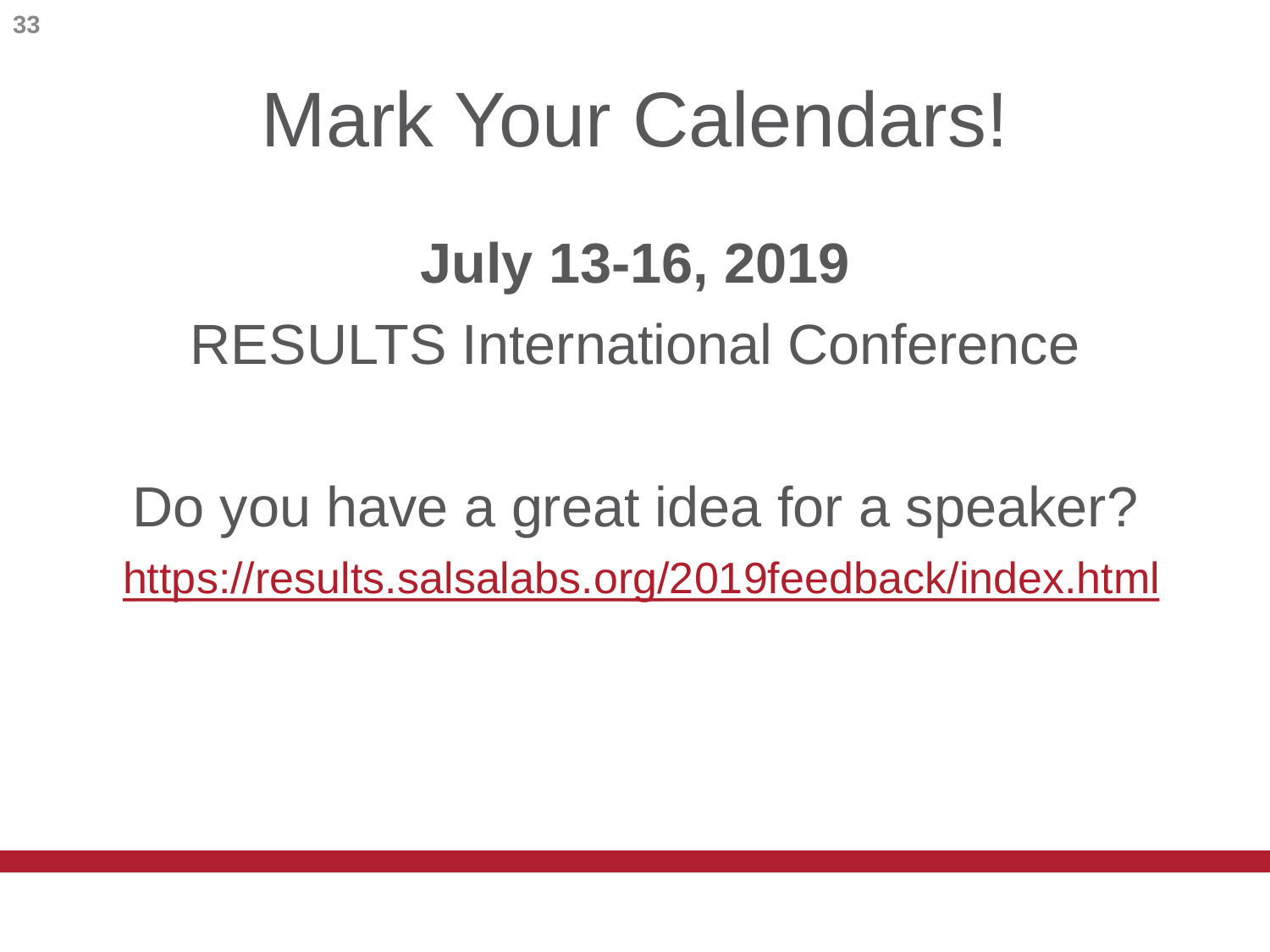# Mark Your Calendars!

**July 13-16, 2019**

RESULTS International Conference

Do you have a great idea for a speaker?

https://results.salsalabs.org/2019feedback/index.html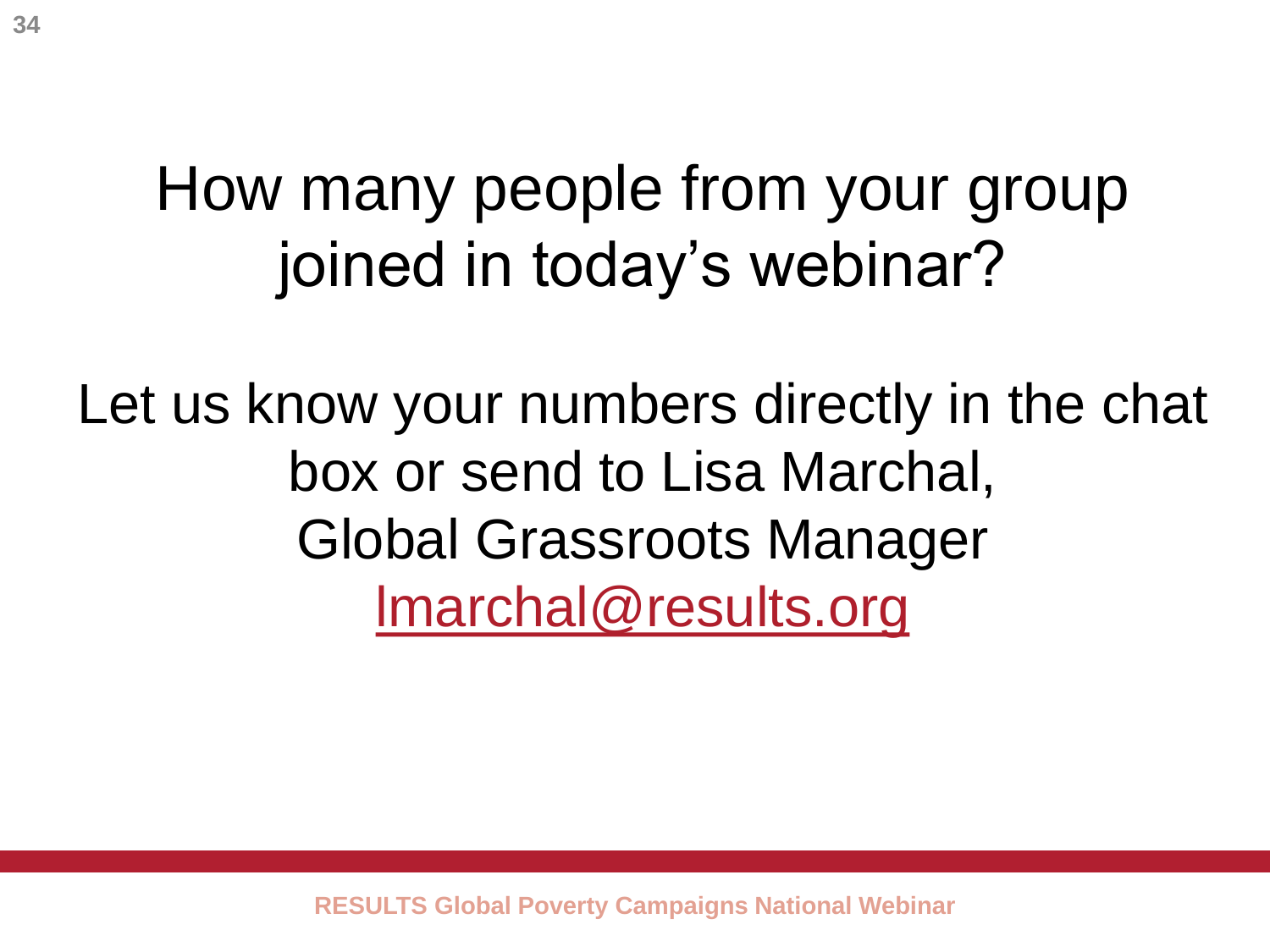# How many people from your group joined in today's webinar?

Let us know your numbers directly in the chat box or send to Lisa Marchal, Global Grassroots Manager
lmarchal@results.org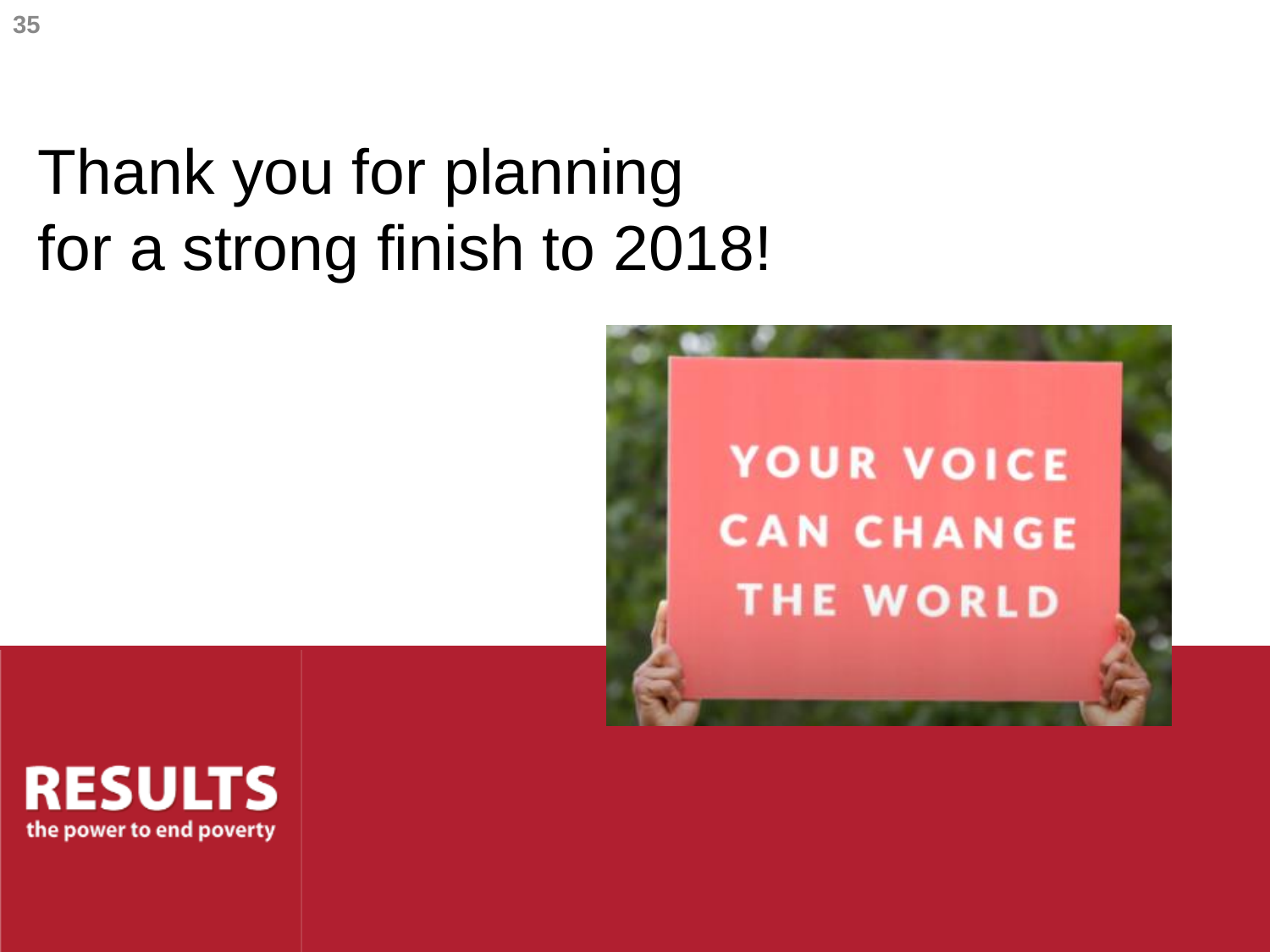# Thank you for planning for a strong finish to 2018!

YOUR VOICE CAN CHANGE THE WORLD

**RESULTS**
the power to end poverty